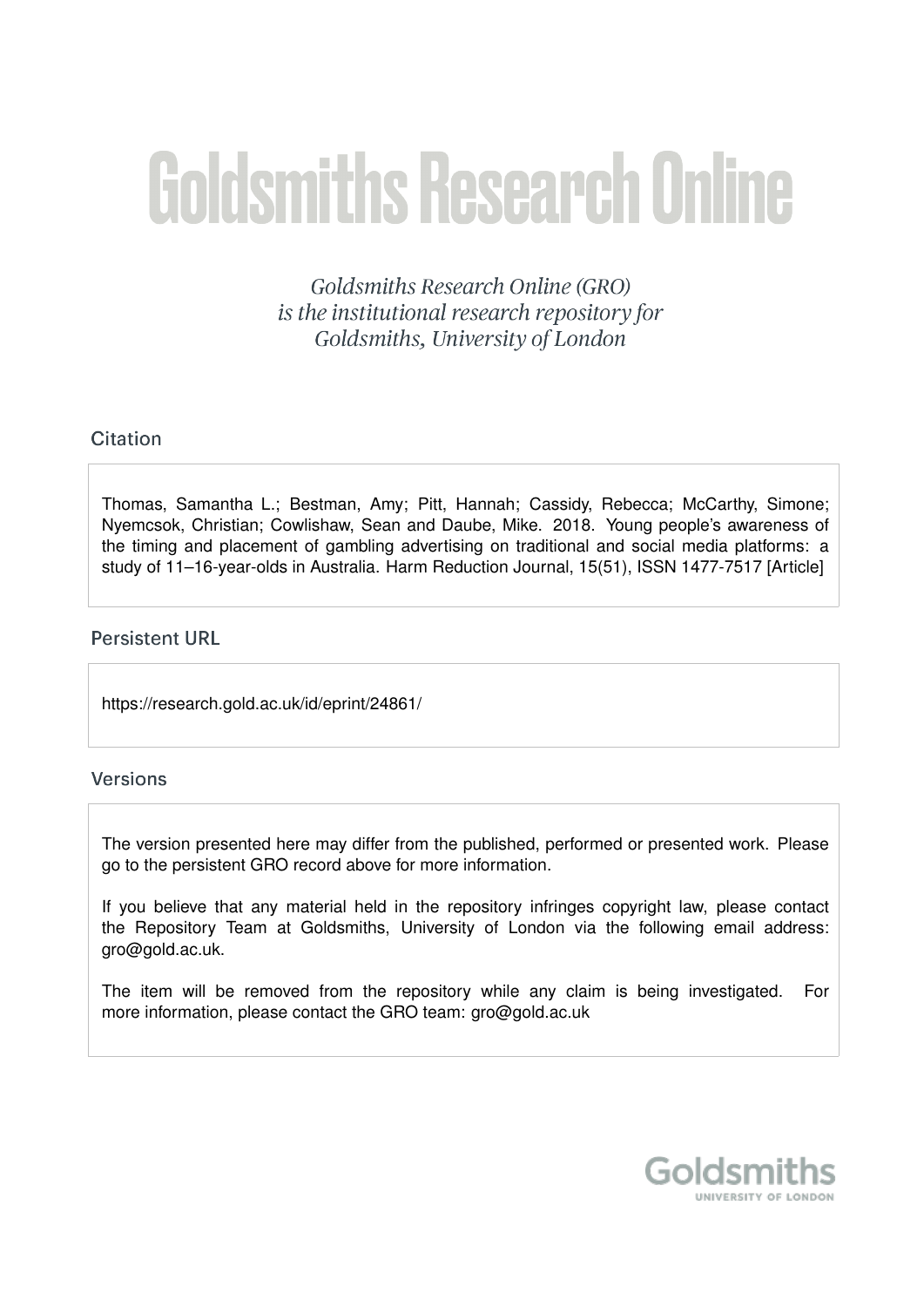# Goldsmiths Research Online

*Goldsmiths Research Online (GRO) is the institutional research repository for Goldsmiths, University of London*

## Citation

Thomas, Samantha L.; Bestman, Amy; Pitt, Hannah; Cassidy, Rebecca; McCarthy, Simone; Nyemcsok, Christian; Cowlishaw, Sean and Daube, Mike. 2018. Young people's awareness of the timing and placement of gambling advertising on traditional and social media platforms: a study of 11–16-year-olds in Australia. Harm Reduction Journal, 15(51), ISSN 1477-7517 [Article]

## Persistent URL

https://research.gold.ac.uk/id/eprint/24861/

## Versions

The version presented here may differ from the published, performed or presented work. Please go to the persistent GRO record above for more information.

If you believe that any material held in the repository infringes copyright law, please contact the Repository Team at Goldsmiths, University of London via the following email address: gro@gold.ac.uk.

The item will be removed from the repository while any claim is being investigated. For more information, please contact the GRO team: gro@gold.ac.uk

Goldsmiths
UNIVERSITY OF LONDON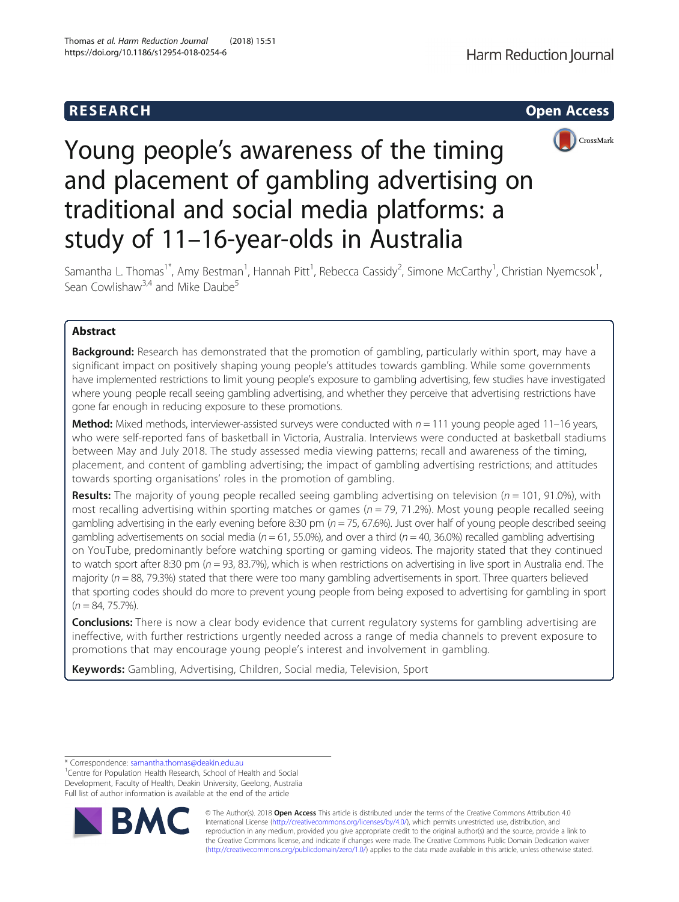# Young people's awareness of the timing and placement of gambling advertising on traditional and social media platforms: a study of 11–16-year-olds in Australia

Samantha L. Thomas[1*], Amy Bestman[1], Hannah Pitt[1], Rebecca Cassidy[2], Simone McCarthy[1], Christian Nyemcsok[1], Sean Cowlishaw[3,4] and Mike Daube[5]

## Abstract

**Background:** Research has demonstrated that the promotion of gambling, particularly within sport, may have a significant impact on positively shaping young people's attitudes towards gambling. While some governments have implemented restrictions to limit young people's exposure to gambling advertising, few studies have investigated where young people recall seeing gambling advertising, and whether they perceive that advertising restrictions have gone far enough in reducing exposure to these promotions.

**Method:** Mixed methods, interviewer-assisted surveys were conducted with $n = 111$ young people aged 11–16 years, who were self-reported fans of basketball in Victoria, Australia. Interviews were conducted at basketball stadiums between May and July 2018. The study assessed media viewing patterns; recall and awareness of the timing, placement, and content of gambling advertising; the impact of gambling advertising restrictions; and attitudes towards sporting organisations' roles in the promotion of gambling.

**Results:** The majority of young people recalled seeing gambling advertising on television ($n = 101$, 91.0%), with most recalling advertising within sporting matches or games ($n = 79$, 71.2%). Most young people recalled seeing gambling advertising in the early evening before 8:30 pm ($n = 75$, 67.6%). Just over half of young people described seeing gambling advertisements on social media ($n = 61$, 55.0%), and over a third ($n = 40$, 36.0%) recalled gambling advertising on YouTube, predominantly before watching sporting or gaming videos. The majority stated that they continued to watch sport after 8:30 pm ($n = 93$, 83.7%), which is when restrictions on advertising in live sport in Australia end. The majority ($n = 88$, 79.3%) stated that there were too many gambling advertisements in sport. Three quarters believed that sporting codes should do more to prevent young people from being exposed to advertising for gambling in sport ($n = 84$, 75.7%).

**Conclusions:** There is now a clear body evidence that current regulatory systems for gambling advertising are ineffective, with further restrictions urgently needed across a range of media channels to prevent exposure to promotions that may encourage young people's interest and involvement in gambling.

**Keywords:** Gambling, Advertising, Children, Social media, Television, Sport

\* Correspondence: samantha.thomas@deakin.edu.au
[1]Centre for Population Health Research, School of Health and Social Development, Faculty of Health, Deakin University, Geelong, Australia
Full list of author information is available at the end of the article

© The Author(s). 2018 **Open Access** This article is distributed under the terms of the Creative Commons Attribution 4.0 International License (http://creativecommons.org/licenses/by/4.0/), which permits unrestricted use, distribution, and reproduction in any medium, provided you give appropriate credit to the original author(s) and the source, provide a link to the Creative Commons license, and indicate if changes were made. The Creative Commons Public Domain Dedication waiver (http://creativecommons.org/publicdomain/zero/1.0/) applies to the data made available in this article, unless otherwise stated.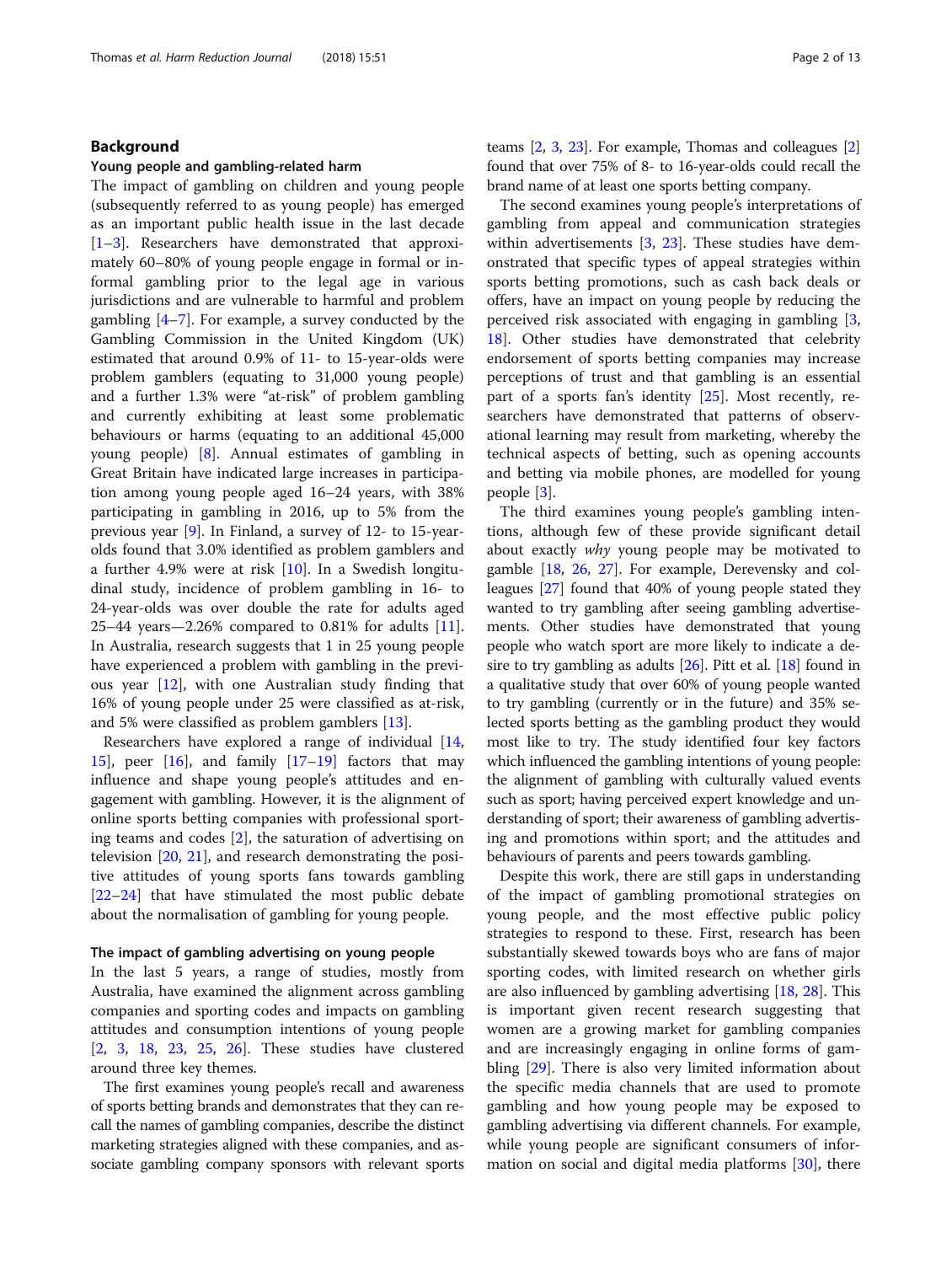## Background

### Young people and gambling-related harm

The impact of gambling on children and young people (subsequently referred to as young people) has emerged as an important public health issue in the last decade [1–3]. Researchers have demonstrated that approximately 60–80% of young people engage in formal or informal gambling prior to the legal age in various jurisdictions and are vulnerable to harmful and problem gambling [4–7]. For example, a survey conducted by the Gambling Commission in the United Kingdom (UK) estimated that around 0.9% of 11- to 15-year-olds were problem gamblers (equating to 31,000 young people) and a further 1.3% were "at-risk" of problem gambling and currently exhibiting at least some problematic behaviours or harms (equating to an additional 45,000 young people) [8]. Annual estimates of gambling in Great Britain have indicated large increases in participation among young people aged 16–24 years, with 38% participating in gambling in 2016, up to 5% from the previous year [9]. In Finland, a survey of 12- to 15-year-olds found that 3.0% identified as problem gamblers and a further 4.9% were at risk [10]. In a Swedish longitudinal study, incidence of problem gambling in 16- to 24-year-olds was over double the rate for adults aged 25–44 years—2.26% compared to 0.81% for adults [11]. In Australia, research suggests that 1 in 25 young people have experienced a problem with gambling in the previous year [12], with one Australian study finding that 16% of young people under 25 were classified as at-risk, and 5% were classified as problem gamblers [13].

Researchers have explored a range of individual [14, 15], peer [16], and family [17–19] factors that may influence and shape young people's attitudes and engagement with gambling. However, it is the alignment of online sports betting companies with professional sporting teams and codes [2], the saturation of advertising on television [20, 21], and research demonstrating the positive attitudes of young sports fans towards gambling [22–24] that have stimulated the most public debate about the normalisation of gambling for young people.

### The impact of gambling advertising on young people

In the last 5 years, a range of studies, mostly from Australia, have examined the alignment across gambling companies and sporting codes and impacts on gambling attitudes and consumption intentions of young people [2, 3, 18, 23, 25, 26]. These studies have clustered around three key themes.

The first examines young people's recall and awareness of sports betting brands and demonstrates that they can recall the names of gambling companies, describe the distinct marketing strategies aligned with these companies, and associate gambling company sponsors with relevant sports teams [2, 3, 23]. For example, Thomas and colleagues [2] found that over 75% of 8- to 16-year-olds could recall the brand name of at least one sports betting company.

The second examines young people's interpretations of gambling from appeal and communication strategies within advertisements [3, 23]. These studies have demonstrated that specific types of appeal strategies within sports betting promotions, such as cash back deals or offers, have an impact on young people by reducing the perceived risk associated with engaging in gambling [3, 18]. Other studies have demonstrated that celebrity endorsement of sports betting companies may increase perceptions of trust and that gambling is an essential part of a sports fan's identity [25]. Most recently, researchers have demonstrated that patterns of observational learning may result from marketing, whereby the technical aspects of betting, such as opening accounts and betting via mobile phones, are modelled for young people [3].

The third examines young people's gambling intentions, although few of these provide significant detail about exactly *why* young people may be motivated to gamble [18, 26, 27]. For example, Derevensky and colleagues [27] found that 40% of young people stated they wanted to try gambling after seeing gambling advertisements. Other studies have demonstrated that young people who watch sport are more likely to indicate a desire to try gambling as adults [26]. Pitt et al. [18] found in a qualitative study that over 60% of young people wanted to try gambling (currently or in the future) and 35% selected sports betting as the gambling product they would most like to try. The study identified four key factors which influenced the gambling intentions of young people: the alignment of gambling with culturally valued events such as sport; having perceived expert knowledge and understanding of sport; their awareness of gambling advertising and promotions within sport; and the attitudes and behaviours of parents and peers towards gambling.

Despite this work, there are still gaps in understanding of the impact of gambling promotional strategies on young people, and the most effective public policy strategies to respond to these. First, research has been substantially skewed towards boys who are fans of major sporting codes, with limited research on whether girls are also influenced by gambling advertising [18, 28]. This is important given recent research suggesting that women are a growing market for gambling companies and are increasingly engaging in online forms of gambling [29]. There is also very limited information about the specific media channels that are used to promote gambling and how young people may be exposed to gambling advertising via different channels. For example, while young people are significant consumers of information on social and digital media platforms [30], there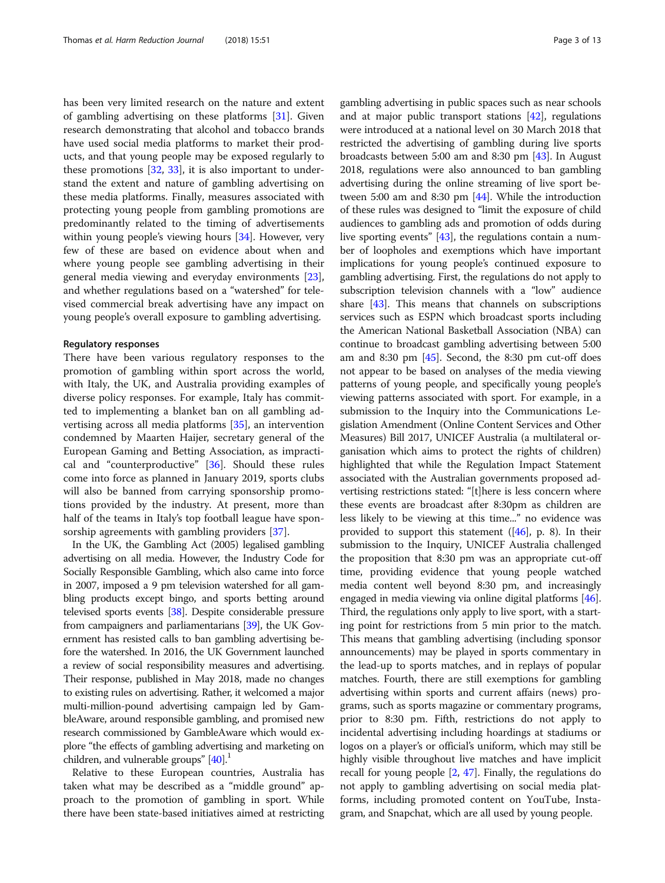has been very limited research on the nature and extent of gambling advertising on these platforms [31]. Given research demonstrating that alcohol and tobacco brands have used social media platforms to market their products, and that young people may be exposed regularly to these promotions [32, 33], it is also important to understand the extent and nature of gambling advertising on these media platforms. Finally, measures associated with protecting young people from gambling promotions are predominantly related to the timing of advertisements within young people's viewing hours [34]. However, very few of these are based on evidence about when and where young people see gambling advertising in their general media viewing and everyday environments [23], and whether regulations based on a "watershed" for televised commercial break advertising have any impact on young people's overall exposure to gambling advertising.

### Regulatory responses

There have been various regulatory responses to the promotion of gambling within sport across the world, with Italy, the UK, and Australia providing examples of diverse policy responses. For example, Italy has committed to implementing a blanket ban on all gambling advertising across all media platforms [35], an intervention condemned by Maarten Haijer, secretary general of the European Gaming and Betting Association, as impractical and "counterproductive" [36]. Should these rules come into force as planned in January 2019, sports clubs will also be banned from carrying sponsorship promotions provided by the industry. At present, more than half of the teams in Italy's top football league have sponsorship agreements with gambling providers [37].

In the UK, the Gambling Act (2005) legalised gambling advertising on all media. However, the Industry Code for Socially Responsible Gambling, which also came into force in 2007, imposed a 9 pm television watershed for all gambling products except bingo, and sports betting around televised sports events [38]. Despite considerable pressure from campaigners and parliamentarians [39], the UK Government has resisted calls to ban gambling advertising before the watershed. In 2016, the UK Government launched a review of social responsibility measures and advertising. Their response, published in May 2018, made no changes to existing rules on advertising. Rather, it welcomed a major multi-million-pound advertising campaign led by GambleAware, around responsible gambling, and promised new research commissioned by GambleAware which would explore "the effects of gambling advertising and marketing on children, and vulnerable groups" [40].[1]

Relative to these European countries, Australia has taken what may be described as a "middle ground" approach to the promotion of gambling in sport. While there have been state-based initiatives aimed at restricting gambling advertising in public spaces such as near schools and at major public transport stations [42], regulations were introduced at a national level on 30 March 2018 that restricted the advertising of gambling during live sports broadcasts between 5:00 am and 8:30 pm [43]. In August 2018, regulations were also announced to ban gambling advertising during the online streaming of live sport between 5:00 am and 8:30 pm [44]. While the introduction of these rules was designed to "limit the exposure of child audiences to gambling ads and promotion of odds during live sporting events" [43], the regulations contain a number of loopholes and exemptions which have important implications for young people's continued exposure to gambling advertising. First, the regulations do not apply to subscription television channels with a "low" audience share [43]. This means that channels on subscriptions services such as ESPN which broadcast sports including the American National Basketball Association (NBA) can continue to broadcast gambling advertising between 5:00 am and 8:30 pm [45]. Second, the 8:30 pm cut-off does not appear to be based on analyses of the media viewing patterns of young people, and specifically young people's viewing patterns associated with sport. For example, in a submission to the Inquiry into the Communications Legislation Amendment (Online Content Services and Other Measures) Bill 2017, UNICEF Australia (a multilateral organisation which aims to protect the rights of children) highlighted that while the Regulation Impact Statement associated with the Australian governments proposed advertising restrictions stated: "[t]here is less concern where these events are broadcast after 8:30pm as children are less likely to be viewing at this time..." no evidence was provided to support this statement ([46], p. 8). In their submission to the Inquiry, UNICEF Australia challenged the proposition that 8:30 pm was an appropriate cut-off time, providing evidence that young people watched media content well beyond 8:30 pm, and increasingly engaged in media viewing via online digital platforms [46]. Third, the regulations only apply to live sport, with a starting point for restrictions from 5 min prior to the match. This means that gambling advertising (including sponsor announcements) may be played in sports commentary in the lead-up to sports matches, and in replays of popular matches. Fourth, there are still exemptions for gambling advertising within sports and current affairs (news) programs, such as sports magazine or commentary programs, prior to 8:30 pm. Fifth, restrictions do not apply to incidental advertising including hoardings at stadiums or logos on a player's or official's uniform, which may still be highly visible throughout live matches and have implicit recall for young people [2, 47]. Finally, the regulations do not apply to gambling advertising on social media platforms, including promoted content on YouTube, Instagram, and Snapchat, which are all used by young people.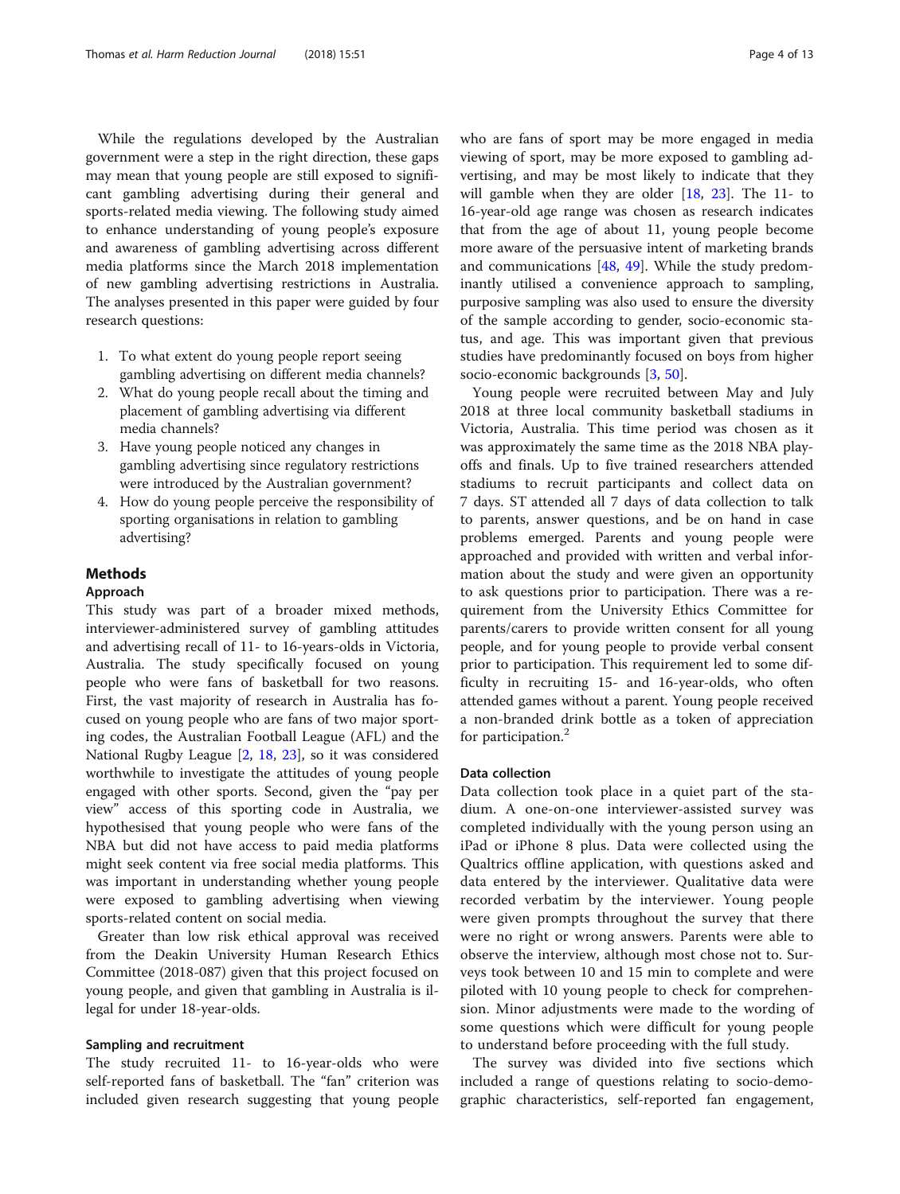While the regulations developed by the Australian government were a step in the right direction, these gaps may mean that young people are still exposed to significant gambling advertising during their general and sports-related media viewing. The following study aimed to enhance understanding of young people's exposure and awareness of gambling advertising across different media platforms since the March 2018 implementation of new gambling advertising restrictions in Australia. The analyses presented in this paper were guided by four research questions:

1. To what extent do young people report seeing gambling advertising on different media channels?
2. What do young people recall about the timing and placement of gambling advertising via different media channels?
3. Have young people noticed any changes in gambling advertising since regulatory restrictions were introduced by the Australian government?
4. How do young people perceive the responsibility of sporting organisations in relation to gambling advertising?

## Methods

### Approach

This study was part of a broader mixed methods, interviewer-administered survey of gambling attitudes and advertising recall of 11- to 16-years-olds in Victoria, Australia. The study specifically focused on young people who were fans of basketball for two reasons. First, the vast majority of research in Australia has focused on young people who are fans of two major sporting codes, the Australian Football League (AFL) and the National Rugby League [2, 18, 23], so it was considered worthwhile to investigate the attitudes of young people engaged with other sports. Second, given the "pay per view" access of this sporting code in Australia, we hypothesised that young people who were fans of the NBA but did not have access to paid media platforms might seek content via free social media platforms. This was important in understanding whether young people were exposed to gambling advertising when viewing sports-related content on social media.

Greater than low risk ethical approval was received from the Deakin University Human Research Ethics Committee (2018-087) given that this project focused on young people, and given that gambling in Australia is illegal for under 18-year-olds.

### Sampling and recruitment

The study recruited 11- to 16-year-olds who were self-reported fans of basketball. The "fan" criterion was included given research suggesting that young people who are fans of sport may be more engaged in media viewing of sport, may be more exposed to gambling advertising, and may be most likely to indicate that they will gamble when they are older [18, 23]. The 11- to 16-year-old age range was chosen as research indicates that from the age of about 11, young people become more aware of the persuasive intent of marketing brands and communications [48, 49]. While the study predominantly utilised a convenience approach to sampling, purposive sampling was also used to ensure the diversity of the sample according to gender, socio-economic status, and age. This was important given that previous studies have predominantly focused on boys from higher socio-economic backgrounds [3, 50].

Young people were recruited between May and July 2018 at three local community basketball stadiums in Victoria, Australia. This time period was chosen as it was approximately the same time as the 2018 NBA playoffs and finals. Up to five trained researchers attended stadiums to recruit participants and collect data on 7 days. ST attended all 7 days of data collection to talk to parents, answer questions, and be on hand in case problems emerged. Parents and young people were approached and provided with written and verbal information about the study and were given an opportunity to ask questions prior to participation. There was a requirement from the University Ethics Committee for parents/carers to provide written consent for all young people, and for young people to provide verbal consent prior to participation. This requirement led to some difficulty in recruiting 15- and 16-year-olds, who often attended games without a parent. Young people received a non-branded drink bottle as a token of appreciation for participation.[2]

### Data collection

Data collection took place in a quiet part of the stadium. A one-on-one interviewer-assisted survey was completed individually with the young person using an iPad or iPhone 8 plus. Data were collected using the Qualtrics offline application, with questions asked and data entered by the interviewer. Qualitative data were recorded verbatim by the interviewer. Young people were given prompts throughout the survey that there were no right or wrong answers. Parents were able to observe the interview, although most chose not to. Surveys took between 10 and 15 min to complete and were piloted with 10 young people to check for comprehension. Minor adjustments were made to the wording of some questions which were difficult for young people to understand before proceeding with the full study.

The survey was divided into five sections which included a range of questions relating to socio-demographic characteristics, self-reported fan engagement,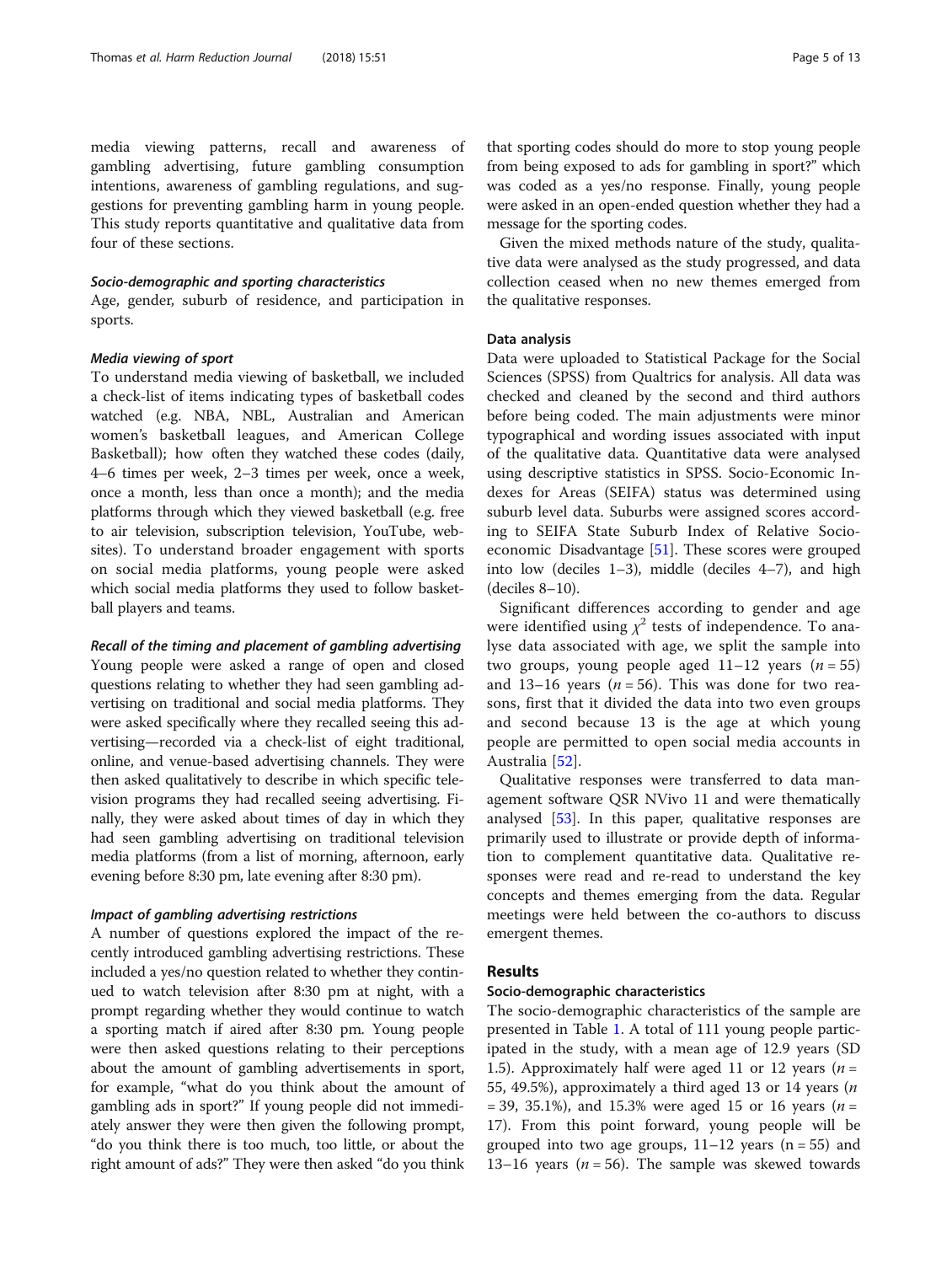media viewing patterns, recall and awareness of gambling advertising, future gambling consumption intentions, awareness of gambling regulations, and suggestions for preventing gambling harm in young people. This study reports quantitative and qualitative data from four of these sections.

#### *Socio-demographic and sporting characteristics*

Age, gender, suburb of residence, and participation in sports.

#### *Media viewing of sport*

To understand media viewing of basketball, we included a check-list of items indicating types of basketball codes watched (e.g. NBA, NBL, Australian and American women's basketball leagues, and American College Basketball); how often they watched these codes (daily, 4–6 times per week, 2–3 times per week, once a week, once a month, less than once a month); and the media platforms through which they viewed basketball (e.g. free to air television, subscription television, YouTube, websites). To understand broader engagement with sports on social media platforms, young people were asked which social media platforms they used to follow basketball players and teams.

#### *Recall of the timing and placement of gambling advertising*

Young people were asked a range of open and closed questions relating to whether they had seen gambling advertising on traditional and social media platforms. They were asked specifically where they recalled seeing this advertising—recorded via a check-list of eight traditional, online, and venue-based advertising channels. They were then asked qualitatively to describe in which specific television programs they had recalled seeing advertising. Finally, they were asked about times of day in which they had seen gambling advertising on traditional television media platforms (from a list of morning, afternoon, early evening before 8:30 pm, late evening after 8:30 pm).

#### *Impact of gambling advertising restrictions*

A number of questions explored the impact of the recently introduced gambling advertising restrictions. These included a yes/no question related to whether they continued to watch television after 8:30 pm at night, with a prompt regarding whether they would continue to watch a sporting match if aired after 8:30 pm. Young people were then asked questions relating to their perceptions about the amount of gambling advertisements in sport, for example, "what do you think about the amount of gambling ads in sport?" If young people did not immediately answer they were then given the following prompt, "do you think there is too much, too little, or about the right amount of ads?" They were then asked "do you think that sporting codes should do more to stop young people from being exposed to ads for gambling in sport?" which was coded as a yes/no response. Finally, young people were asked in an open-ended question whether they had a message for the sporting codes.

Given the mixed methods nature of the study, qualitative data were analysed as the study progressed, and data collection ceased when no new themes emerged from the qualitative responses.

### Data analysis

Data were uploaded to Statistical Package for the Social Sciences (SPSS) from Qualtrics for analysis. All data was checked and cleaned by the second and third authors before being coded. The main adjustments were minor typographical and wording issues associated with input of the qualitative data. Quantitative data were analysed using descriptive statistics in SPSS. Socio-Economic Indexes for Areas (SEIFA) status was determined using suburb level data. Suburbs were assigned scores according to SEIFA State Suburb Index of Relative Socio-economic Disadvantage [51]. These scores were grouped into low (deciles 1–3), middle (deciles 4–7), and high (deciles 8–10).

Significant differences according to gender and age were identified using $\chi^2$ tests of independence. To analyse data associated with age, we split the sample into two groups, young people aged 11–12 years ($n = 55$) and 13–16 years ($n = 56$). This was done for two reasons, first that it divided the data into two even groups and second because 13 is the age at which young people are permitted to open social media accounts in Australia [52].

Qualitative responses were transferred to data management software QSR NVivo 11 and were thematically analysed [53]. In this paper, qualitative responses are primarily used to illustrate or provide depth of information to complement quantitative data. Qualitative responses were read and re-read to understand the key concepts and themes emerging from the data. Regular meetings were held between the co-authors to discuss emergent themes.

## Results

### Socio-demographic characteristics

The socio-demographic characteristics of the sample are presented in Table 1. A total of 111 young people participated in the study, with a mean age of 12.9 years (SD 1.5). Approximately half were aged 11 or 12 years ($n = 55$, 49.5%), approximately a third aged 13 or 14 years ($n = 39$, 35.1%), and 15.3% were aged 15 or 16 years ($n = 17$). From this point forward, young people will be grouped into two age groups, 11–12 years ($n = 55$) and 13–16 years ($n = 56$). The sample was skewed towards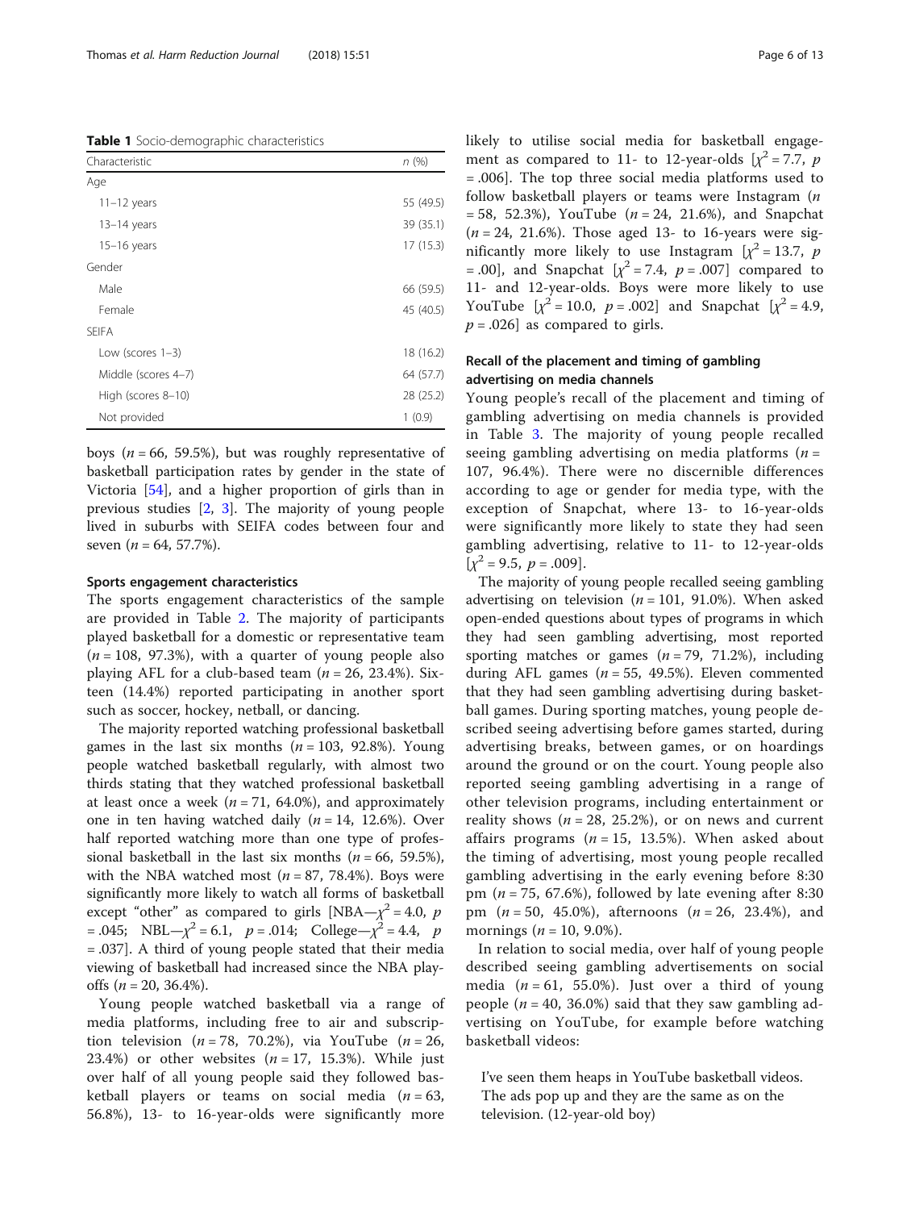**Table 1** Socio-demographic characteristics

| Characteristic | n (%) |
|---|---|
| Age | |
| 11–12 years | 55 (49.5) |
| 13–14 years | 39 (35.1) |
| 15–16 years | 17 (15.3) |
| Gender | |
| Male | 66 (59.5) |
| Female | 45 (40.5) |
| SEIFA | |
| Low (scores 1–3) | 18 (16.2) |
| Middle (scores 4–7) | 64 (57.7) |
| High (scores 8–10) | 28 (25.2) |
| Not provided | 1 (0.9) |

boys ($n = 66$, 59.5%), but was roughly representative of basketball participation rates by gender in the state of Victoria [54], and a higher proportion of girls than in previous studies [2, 3]. The majority of young people lived in suburbs with SEIFA codes between four and seven ($n = 64$, 57.7%).

#### Sports engagement characteristics

The sports engagement characteristics of the sample are provided in Table 2. The majority of participants played basketball for a domestic or representative team ($n = 108$, 97.3%), with a quarter of young people also playing AFL for a club-based team ($n = 26$, 23.4%). Sixteen (14.4%) reported participating in another sport such as soccer, hockey, netball, or dancing.

The majority reported watching professional basketball games in the last six months ($n = 103$, 92.8%). Young people watched basketball regularly, with almost two thirds stating that they watched professional basketball at least once a week ($n = 71$, 64.0%), and approximately one in ten having watched daily ($n = 14$, 12.6%). Over half reported watching more than one type of professional basketball in the last six months ($n = 66$, 59.5%), with the NBA watched most ($n = 87$, 78.4%). Boys were significantly more likely to watch all forms of basketball except "other" as compared to girls [NBA—$\chi^2 = 4.0$, $p = .045$; NBL—$\chi^2 = 6.1$, $p = .014$; College—$\chi^2 = 4.4$, $p = .037$]. A third of young people stated that their media viewing of basketball had increased since the NBA playoffs ($n = 20$, 36.4%).

Young people watched basketball via a range of media platforms, including free to air and subscription television ($n = 78$, 70.2%), via YouTube ($n = 26$, 23.4%) or other websites ($n = 17$, 15.3%). While just over half of all young people said they followed basketball players or teams on social media ($n = 63$, 56.8%), 13- to 16-year-olds were significantly more likely to utilise social media for basketball engagement as compared to 11- to 12-year-olds [$\chi^2 = 7.7$, $p = .006$]. The top three social media platforms used to follow basketball players or teams were Instagram ($n = 58$, 52.3%), YouTube ($n = 24$, 21.6%), and Snapchat ($n = 24$, 21.6%). Those aged 13- to 16-years were significantly more likely to use Instagram [$\chi^2 = 13.7$, $p = .00$], and Snapchat [$\chi^2 = 7.4$, $p = .007$] compared to 11- and 12-year-olds. Boys were more likely to use YouTube [$\chi^2 = 10.0$, $p = .002$] and Snapchat [$\chi^2 = 4.9$, $p = .026$] as compared to girls.

#### Recall of the placement and timing of gambling advertising on media channels

Young people's recall of the placement and timing of gambling advertising on media channels is provided in Table 3. The majority of young people recalled seeing gambling advertising on media platforms ($n = 107$, 96.4%). There were no discernible differences according to age or gender for media type, with the exception of Snapchat, where 13- to 16-year-olds were significantly more likely to state they had seen gambling advertising, relative to 11- to 12-year-olds [$\chi^2 = 9.5$, $p = .009$].

The majority of young people recalled seeing gambling advertising on television ($n = 101$, 91.0%). When asked open-ended questions about types of programs in which they had seen gambling advertising, most reported sporting matches or games ($n = 79$, 71.2%), including during AFL games ($n = 55$, 49.5%). Eleven commented that they had seen gambling advertising during basketball games. During sporting matches, young people described seeing advertising before games started, during advertising breaks, between games, or on hoardings around the ground or on the court. Young people also reported seeing gambling advertising in a range of other television programs, including entertainment or reality shows ($n = 28$, 25.2%), or on news and current affairs programs ($n = 15$, 13.5%). When asked about the timing of advertising, most young people recalled gambling advertising in the early evening before 8:30 pm ($n = 75$, 67.6%), followed by late evening after 8:30 pm ($n = 50$, 45.0%), afternoons ($n = 26$, 23.4%), and mornings ($n = 10$, 9.0%).

In relation to social media, over half of young people described seeing gambling advertisements on social media ($n = 61$, 55.0%). Just over a third of young people ($n = 40$, 36.0%) said that they saw gambling advertising on YouTube, for example before watching basketball videos:

> I've seen them heaps in YouTube basketball videos. The ads pop up and they are the same as on the television. (12-year-old boy)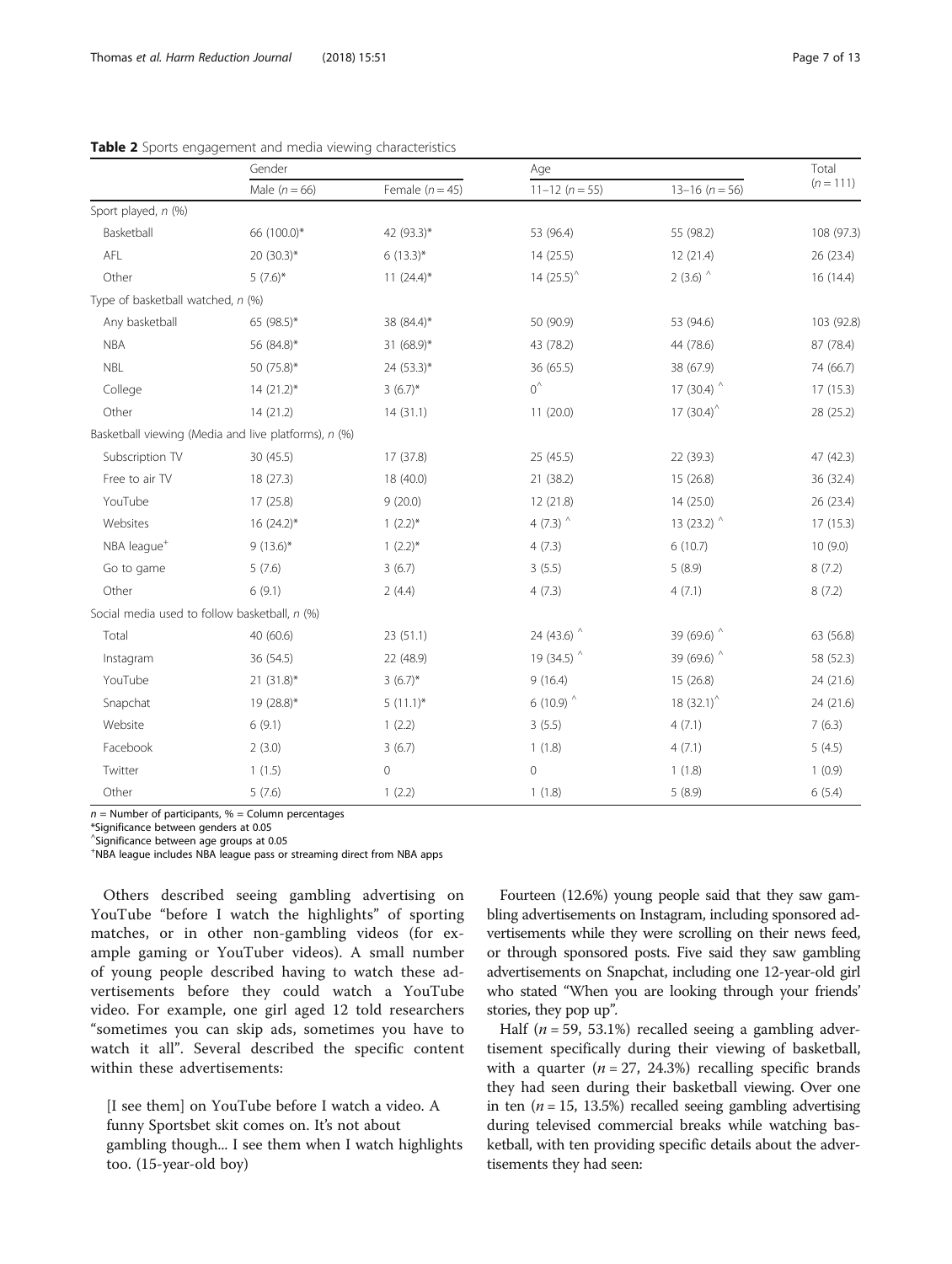**Table 2** Sports engagement and media viewing characteristics

| | Gender | | Age | | Total |
|---|---|---|---|---|---|
| | Male ($n = 66$) | Female ($n = 45$) | 11–12 ($n = 55$) | 13–16 ($n = 56$) | ($n = 111$) |
| Sport played, *n* (%) | | | | | |
| Basketball | 66 (100.0)* | 42 (93.3)* | 53 (96.4) | 55 (98.2) | 108 (97.3) |
| AFL | 20 (30.3)* | 6 (13.3)* | 14 (25.5) | 12 (21.4) | 26 (23.4) |
| Other | 5 (7.6)* | 11 (24.4)* | 14 (25.5)^ | 2 (3.6) ^ | 16 (14.4) |
| Type of basketball watched, *n* (%) | | | | | |
| Any basketball | 65 (98.5)* | 38 (84.4)* | 50 (90.9) | 53 (94.6) | 103 (92.8) |
| NBA | 56 (84.8)* | 31 (68.9)* | 43 (78.2) | 44 (78.6) | 87 (78.4) |
| NBL | 50 (75.8)* | 24 (53.3)* | 36 (65.5) | 38 (67.9) | 74 (66.7) |
| College | 14 (21.2)* | 3 (6.7)* | 0^ | 17 (30.4) ^ | 17 (15.3) |
| Other | 14 (21.2) | 14 (31.1) | 11 (20.0) | 17 (30.4)^ | 28 (25.2) |
| Basketball viewing (Media and live platforms), *n* (%) | | | | | |
| Subscription TV | 30 (45.5) | 17 (37.8) | 25 (45.5) | 22 (39.3) | 47 (42.3) |
| Free to air TV | 18 (27.3) | 18 (40.0) | 21 (38.2) | 15 (26.8) | 36 (32.4) |
| YouTube | 17 (25.8) | 9 (20.0) | 12 (21.8) | 14 (25.0) | 26 (23.4) |
| Websites | 16 (24.2)* | 1 (2.2)* | 4 (7.3) ^ | 13 (23.2) ^ | 17 (15.3) |
| NBA league[+] | 9 (13.6)* | 1 (2.2)* | 4 (7.3) | 6 (10.7) | 10 (9.0) |
| Go to game | 5 (7.6) | 3 (6.7) | 3 (5.5) | 5 (8.9) | 8 (7.2) |
| Other | 6 (9.1) | 2 (4.4) | 4 (7.3) | 4 (7.1) | 8 (7.2) |
| Social media used to follow basketball, *n* (%) | | | | | |
| Total | 40 (60.6) | 23 (51.1) | 24 (43.6) ^ | 39 (69.6) ^ | 63 (56.8) |
| Instagram | 36 (54.5) | 22 (48.9) | 19 (34.5) ^ | 39 (69.6) ^ | 58 (52.3) |
| YouTube | 21 (31.8)* | 3 (6.7)* | 9 (16.4) | 15 (26.8) | 24 (21.6) |
| Snapchat | 19 (28.8)* | 5 (11.1)* | 6 (10.9) ^ | 18 (32.1)^ | 24 (21.6) |
| Website | 6 (9.1) | 1 (2.2) | 3 (5.5) | 4 (7.1) | 7 (6.3) |
| Facebook | 2 (3.0) | 3 (6.7) | 1 (1.8) | 4 (7.1) | 5 (4.5) |
| Twitter | 1 (1.5) | 0 | 0 | 1 (1.8) | 1 (0.9) |
| Other | 5 (7.6) | 1 (2.2) | 1 (1.8) | 5 (8.9) | 6 (5.4) |

*n* = Number of participants, % = Column percentages
*Significance between genders at 0.05
^Significance between age groups at 0.05
[+]NBA league includes NBA league pass or streaming direct from NBA apps

Others described seeing gambling advertising on YouTube "before I watch the highlights" of sporting matches, or in other non-gambling videos (for example gaming or YouTuber videos). A small number of young people described having to watch these advertisements before they could watch a YouTube video. For example, one girl aged 12 told researchers "sometimes you can skip ads, sometimes you have to watch it all". Several described the specific content within these advertisements:

> [I see them] on YouTube before I watch a video. A funny Sportsbet skit comes on. It's not about gambling though... I see them when I watch highlights too. (15-year-old boy)

Fourteen (12.6%) young people said that they saw gambling advertisements on Instagram, including sponsored advertisements while they were scrolling on their news feed, or through sponsored posts. Five said they saw gambling advertisements on Snapchat, including one 12-year-old girl who stated "When you are looking through your friends' stories, they pop up".

Half ($n = 59$, 53.1%) recalled seeing a gambling advertisement specifically during their viewing of basketball, with a quarter ($n = 27$, 24.3%) recalling specific brands they had seen during their basketball viewing. Over one in ten ($n = 15$, 13.5%) recalled seeing gambling advertising during televised commercial breaks while watching basketball, with ten providing specific details about the advertisements they had seen: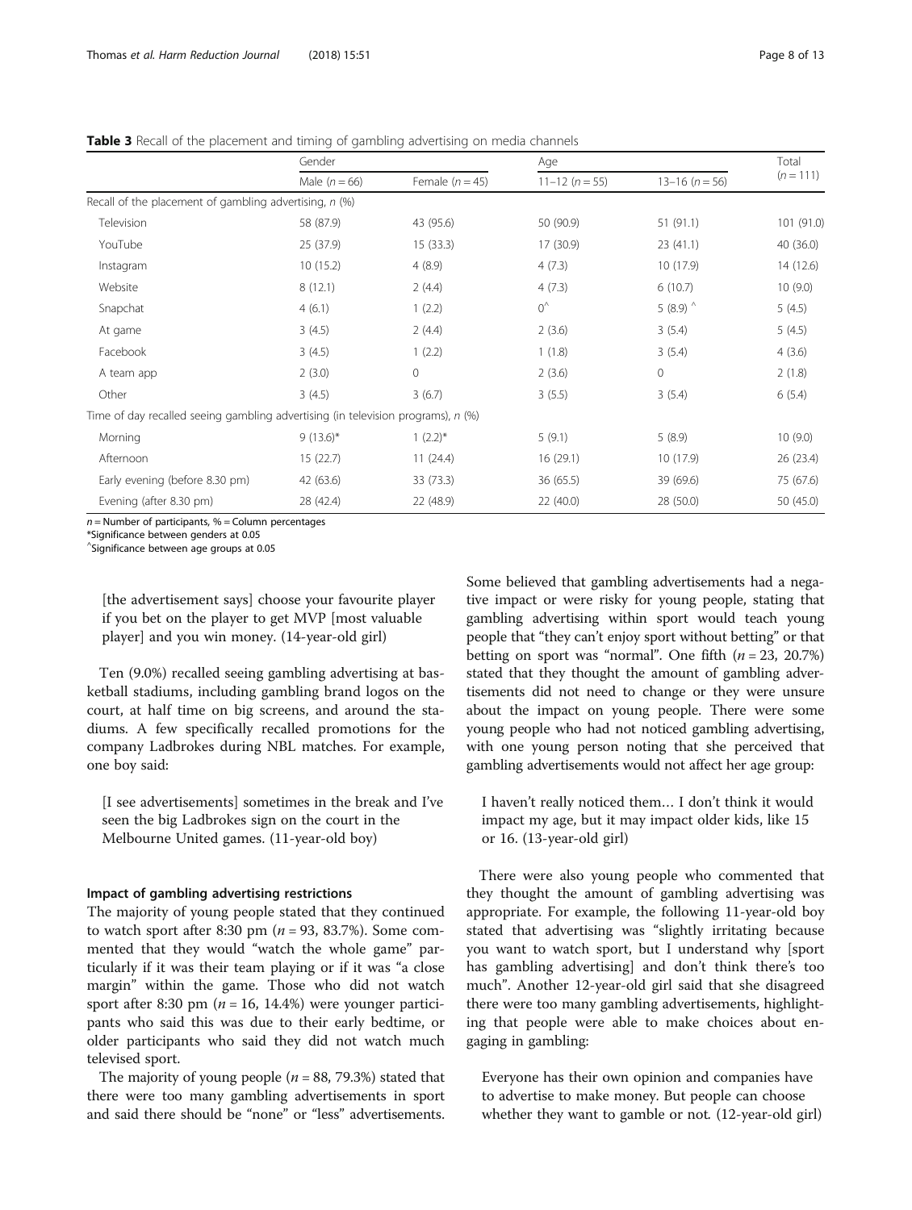**Table 3** Recall of the placement and timing of gambling advertising on media channels

| | Gender | | Age | | Total |
|---|---|---|---|---|---|
| | Male ($n = 66$) | Female ($n = 45$) | 11–12 ($n = 55$) | 13–16 ($n = 56$) | ($n = 111$) |
| Recall of the placement of gambling advertising, $n$ (%) | | | | | |
| Television | 58 (87.9) | 43 (95.6) | 50 (90.9) | 51 (91.1) | 101 (91.0) |
| YouTube | 25 (37.9) | 15 (33.3) | 17 (30.9) | 23 (41.1) | 40 (36.0) |
| Instagram | 10 (15.2) | 4 (8.9) | 4 (7.3) | 10 (17.9) | 14 (12.6) |
| Website | 8 (12.1) | 2 (4.4) | 4 (7.3) | 6 (10.7) | 10 (9.0) |
| Snapchat | 4 (6.1) | 1 (2.2) | 0^ | 5 (8.9) ^ | 5 (4.5) |
| At game | 3 (4.5) | 2 (4.4) | 2 (3.6) | 3 (5.4) | 5 (4.5) |
| Facebook | 3 (4.5) | 1 (2.2) | 1 (1.8) | 3 (5.4) | 4 (3.6) |
| A team app | 2 (3.0) | 0 | 2 (3.6) | 0 | 2 (1.8) |
| Other | 3 (4.5) | 3 (6.7) | 3 (5.5) | 3 (5.4) | 6 (5.4) |
| Time of day recalled seeing gambling advertising (in television programs), $n$ (%) | | | | | |
| Morning | 9 (13.6)* | 1 (2.2)* | 5 (9.1) | 5 (8.9) | 10 (9.0) |
| Afternoon | 15 (22.7) | 11 (24.4) | 16 (29.1) | 10 (17.9) | 26 (23.4) |
| Early evening (before 8.30 pm) | 42 (63.6) | 33 (73.3) | 36 (65.5) | 39 (69.6) | 75 (67.6) |
| Evening (after 8.30 pm) | 28 (42.4) | 22 (48.9) | 22 (40.0) | 28 (50.0) | 50 (45.0) |

$n$ = Number of participants, % = Column percentages
*Significance between genders at 0.05
^Significance between age groups at 0.05

> [the advertisement says] choose your favourite player if you bet on the player to get MVP [most valuable player] and you win money. (14-year-old girl)

Ten (9.0%) recalled seeing gambling advertising at basketball stadiums, including gambling brand logos on the court, at half time on big screens, and around the stadiums. A few specifically recalled promotions for the company Ladbrokes during NBL matches. For example, one boy said:

> [I see advertisements] sometimes in the break and I've seen the big Ladbrokes sign on the court in the Melbourne United games. (11-year-old boy)

### Impact of gambling advertising restrictions

The majority of young people stated that they continued to watch sport after 8:30 pm ($n = 93$, 83.7%). Some commented that they would "watch the whole game" particularly if it was their team playing or if it was "a close margin" within the game. Those who did not watch sport after 8:30 pm ($n = 16$, 14.4%) were younger participants who said this was due to their early bedtime, or older participants who said they did not watch much televised sport.

The majority of young people ($n = 88$, 79.3%) stated that there were too many gambling advertisements in sport and said there should be "none" or "less" advertisements. Some believed that gambling advertisements had a negative impact or were risky for young people, stating that gambling advertising within sport would teach young people that "they can't enjoy sport without betting" or that betting on sport was "normal". One fifth ($n = 23$, 20.7%) stated that they thought the amount of gambling advertisements did not need to change or they were unsure about the impact on young people. There were some young people who had not noticed gambling advertising, with one young person noting that she perceived that gambling advertisements would not affect her age group:

> I haven't really noticed them… I don't think it would impact my age, but it may impact older kids, like 15 or 16. (13-year-old girl)

There were also young people who commented that they thought the amount of gambling advertising was appropriate. For example, the following 11-year-old boy stated that advertising was "slightly irritating because you want to watch sport, but I understand why [sport has gambling advertising] and don't think there's too much". Another 12-year-old girl said that she disagreed there were too many gambling advertisements, highlighting that people were able to make choices about engaging in gambling:

> Everyone has their own opinion and companies have to advertise to make money. But people can choose whether they want to gamble or not. (12-year-old girl)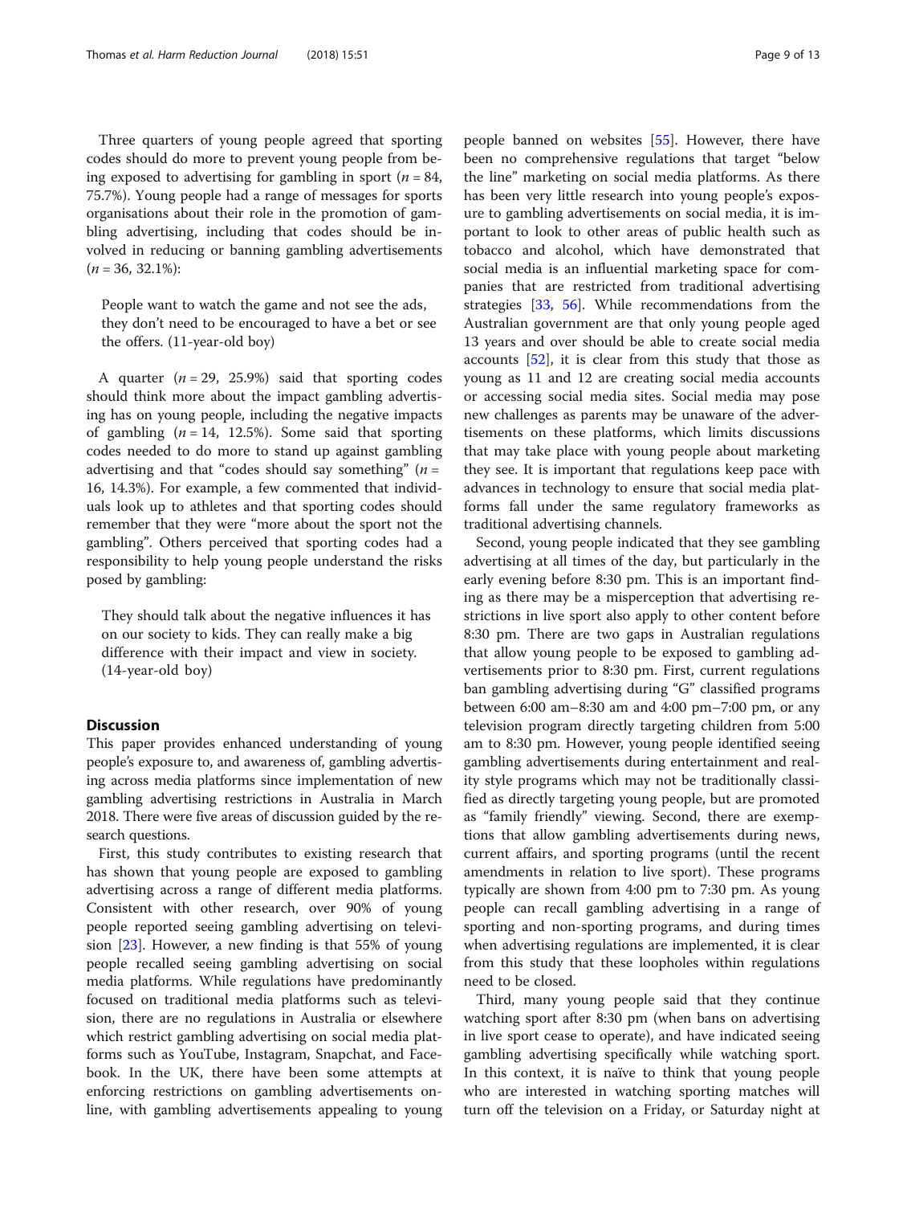Three quarters of young people agreed that sporting codes should do more to prevent young people from being exposed to advertising for gambling in sport ($n = 84$, 75.7%). Young people had a range of messages for sports organisations about their role in the promotion of gambling advertising, including that codes should be involved in reducing or banning gambling advertisements ($n = 36$, 32.1%):

> People want to watch the game and not see the ads, they don't need to be encouraged to have a bet or see the offers. (11-year-old boy)

A quarter ($n = 29$, 25.9%) said that sporting codes should think more about the impact gambling advertising has on young people, including the negative impacts of gambling ($n = 14$, 12.5%). Some said that sporting codes needed to do more to stand up against gambling advertising and that "codes should say something" ($n = 16$, 14.3%). For example, a few commented that individuals look up to athletes and that sporting codes should remember that they were "more about the sport not the gambling". Others perceived that sporting codes had a responsibility to help young people understand the risks posed by gambling:

> They should talk about the negative influences it has on our society to kids. They can really make a big difference with their impact and view in society. (14-year-old boy)

## Discussion

This paper provides enhanced understanding of young people's exposure to, and awareness of, gambling advertising across media platforms since implementation of new gambling advertising restrictions in Australia in March 2018. There were five areas of discussion guided by the research questions.

First, this study contributes to existing research that has shown that young people are exposed to gambling advertising across a range of different media platforms. Consistent with other research, over 90% of young people reported seeing gambling advertising on television [23]. However, a new finding is that 55% of young people recalled seeing gambling advertising on social media platforms. While regulations have predominantly focused on traditional media platforms such as television, there are no regulations in Australia or elsewhere which restrict gambling advertising on social media platforms such as YouTube, Instagram, Snapchat, and Facebook. In the UK, there have been some attempts at enforcing restrictions on gambling advertisements online, with gambling advertisements appealing to young people banned on websites [55]. However, there have been no comprehensive regulations that target "below the line" marketing on social media platforms. As there has been very little research into young people's exposure to gambling advertisements on social media, it is important to look to other areas of public health such as tobacco and alcohol, which have demonstrated that social media is an influential marketing space for companies that are restricted from traditional advertising strategies [33, 56]. While recommendations from the Australian government are that only young people aged 13 years and over should be able to create social media accounts [52], it is clear from this study that those as young as 11 and 12 are creating social media accounts or accessing social media sites. Social media may pose new challenges as parents may be unaware of the advertisements on these platforms, which limits discussions that may take place with young people about marketing they see. It is important that regulations keep pace with advances in technology to ensure that social media platforms fall under the same regulatory frameworks as traditional advertising channels.

Second, young people indicated that they see gambling advertising at all times of the day, but particularly in the early evening before 8:30 pm. This is an important finding as there may be a misperception that advertising restrictions in live sport also apply to other content before 8:30 pm. There are two gaps in Australian regulations that allow young people to be exposed to gambling advertisements prior to 8:30 pm. First, current regulations ban gambling advertising during "G" classified programs between 6:00 am–8:30 am and 4:00 pm–7:00 pm, or any television program directly targeting children from 5:00 am to 8:30 pm. However, young people identified seeing gambling advertisements during entertainment and reality style programs which may not be traditionally classified as directly targeting young people, but are promoted as "family friendly" viewing. Second, there are exemptions that allow gambling advertisements during news, current affairs, and sporting programs (until the recent amendments in relation to live sport). These programs typically are shown from 4:00 pm to 7:30 pm. As young people can recall gambling advertising in a range of sporting and non-sporting programs, and during times when advertising regulations are implemented, it is clear from this study that these loopholes within regulations need to be closed.

Third, many young people said that they continue watching sport after 8:30 pm (when bans on advertising in live sport cease to operate), and have indicated seeing gambling advertising specifically while watching sport. In this context, it is naïve to think that young people who are interested in watching sporting matches will turn off the television on a Friday, or Saturday night at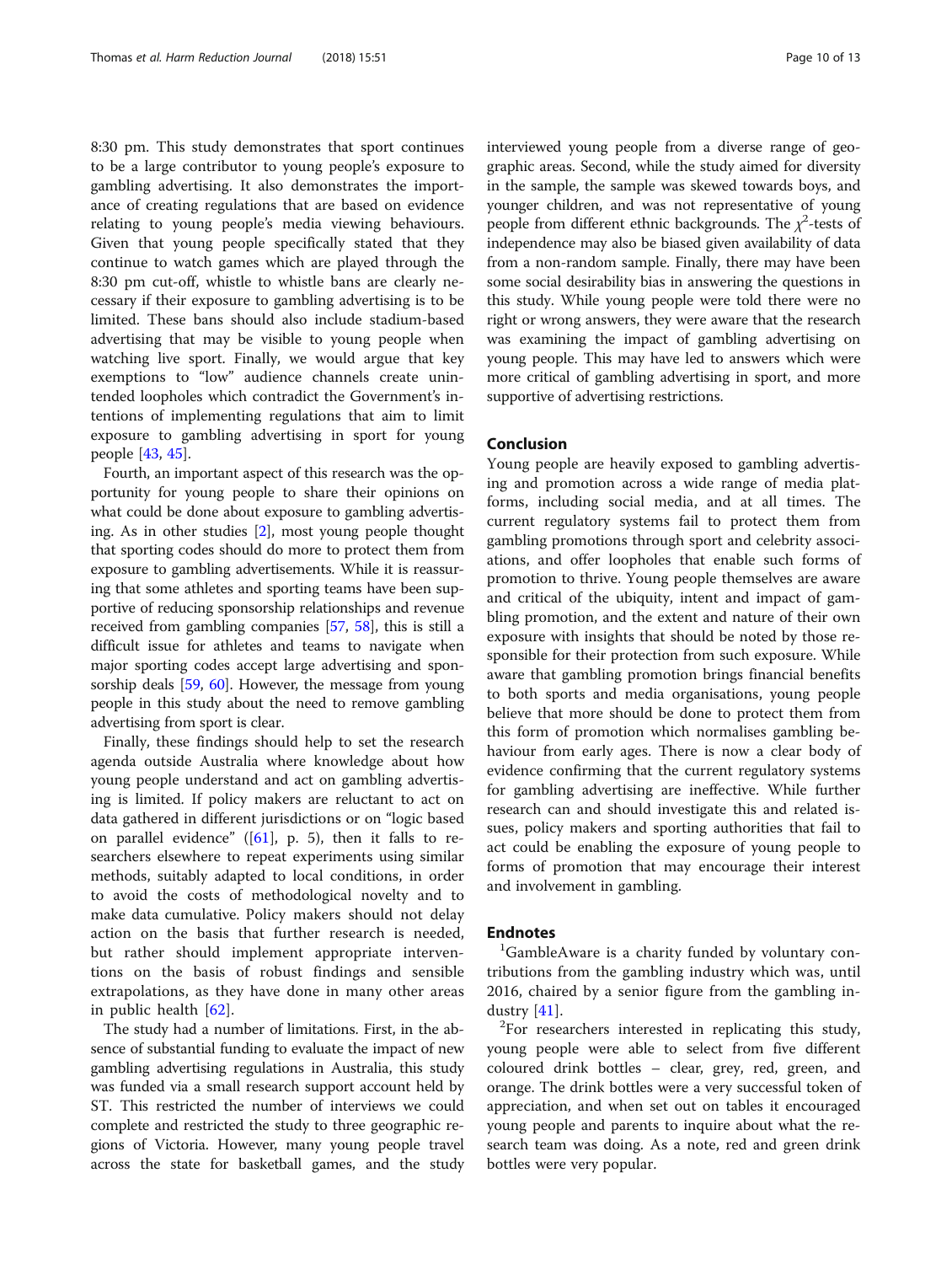8:30 pm. This study demonstrates that sport continues to be a large contributor to young people's exposure to gambling advertising. It also demonstrates the importance of creating regulations that are based on evidence relating to young people's media viewing behaviours. Given that young people specifically stated that they continue to watch games which are played through the 8:30 pm cut-off, whistle to whistle bans are clearly necessary if their exposure to gambling advertising is to be limited. These bans should also include stadium-based advertising that may be visible to young people when watching live sport. Finally, we would argue that key exemptions to "low" audience channels create unintended loopholes which contradict the Government's intentions of implementing regulations that aim to limit exposure to gambling advertising in sport for young people [43, 45].

Fourth, an important aspect of this research was the opportunity for young people to share their opinions on what could be done about exposure to gambling advertising. As in other studies [2], most young people thought that sporting codes should do more to protect them from exposure to gambling advertisements. While it is reassuring that some athletes and sporting teams have been supportive of reducing sponsorship relationships and revenue received from gambling companies [57, 58], this is still a difficult issue for athletes and teams to navigate when major sporting codes accept large advertising and sponsorship deals [59, 60]. However, the message from young people in this study about the need to remove gambling advertising from sport is clear.

Finally, these findings should help to set the research agenda outside Australia where knowledge about how young people understand and act on gambling advertising is limited. If policy makers are reluctant to act on data gathered in different jurisdictions or on "logic based on parallel evidence" ([61], p. 5), then it falls to researchers elsewhere to repeat experiments using similar methods, suitably adapted to local conditions, in order to avoid the costs of methodological novelty and to make data cumulative. Policy makers should not delay action on the basis that further research is needed, but rather should implement appropriate interventions on the basis of robust findings and sensible extrapolations, as they have done in many other areas in public health [62].

The study had a number of limitations. First, in the absence of substantial funding to evaluate the impact of new gambling advertising regulations in Australia, this study was funded via a small research support account held by ST. This restricted the number of interviews we could complete and restricted the study to three geographic regions of Victoria. However, many young people travel across the state for basketball games, and the study interviewed young people from a diverse range of geographic areas. Second, while the study aimed for diversity in the sample, the sample was skewed towards boys, and younger children, and was not representative of young people from different ethnic backgrounds. The $\chi^2$-tests of independence may also be biased given availability of data from a non-random sample. Finally, there may have been some social desirability bias in answering the questions in this study. While young people were told there were no right or wrong answers, they were aware that the research was examining the impact of gambling advertising on young people. This may have led to answers which were more critical of gambling advertising in sport, and more supportive of advertising restrictions.

## Conclusion

Young people are heavily exposed to gambling advertising and promotion across a wide range of media platforms, including social media, and at all times. The current regulatory systems fail to protect them from gambling promotions through sport and celebrity associations, and offer loopholes that enable such forms of promotion to thrive. Young people themselves are aware and critical of the ubiquity, intent and impact of gambling promotion, and the extent and nature of their own exposure with insights that should be noted by those responsible for their protection from such exposure. While aware that gambling promotion brings financial benefits to both sports and media organisations, young people believe that more should be done to protect them from this form of promotion which normalises gambling behaviour from early ages. There is now a clear body of evidence confirming that the current regulatory systems for gambling advertising are ineffective. While further research can and should investigate this and related issues, policy makers and sporting authorities that fail to act could be enabling the exposure of young people to forms of promotion that may encourage their interest and involvement in gambling.

## Endnotes

[1] GambleAware is a charity funded by voluntary contributions from the gambling industry which was, until 2016, chaired by a senior figure from the gambling industry [41].

[2] For researchers interested in replicating this study, young people were able to select from five different coloured drink bottles – clear, grey, red, green, and orange. The drink bottles were a very successful token of appreciation, and when set out on tables it encouraged young people and parents to inquire about what the research team was doing. As a note, red and green drink bottles were very popular.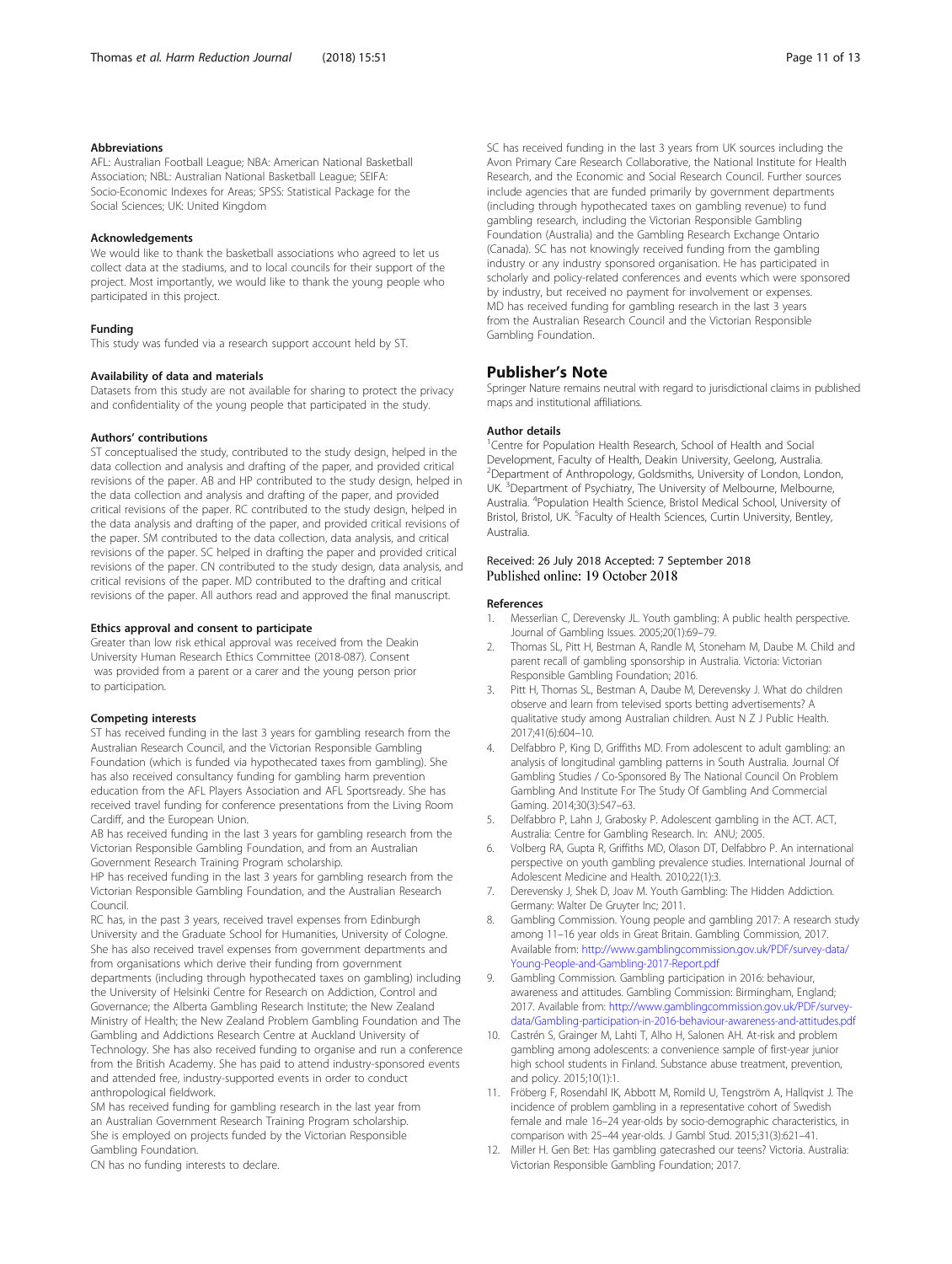#### Abbreviations

AFL: Australian Football League; NBA: American National Basketball Association; NBL: Australian National Basketball League; SEIFA: Socio-Economic Indexes for Areas; SPSS: Statistical Package for the Social Sciences; UK: United Kingdom

#### Acknowledgements

We would like to thank the basketball associations who agreed to let us collect data at the stadiums, and to local councils for their support of the project. Most importantly, we would like to thank the young people who participated in this project.

#### Funding

This study was funded via a research support account held by ST.

#### Availability of data and materials

Datasets from this study are not available for sharing to protect the privacy and confidentiality of the young people that participated in the study.

#### Authors' contributions

ST conceptualised the study, contributed to the study design, helped in the data collection and analysis and drafting of the paper, and provided critical revisions of the paper. AB and HP contributed to the study design, helped in the data collection and analysis and drafting of the paper, and provided critical revisions of the paper. RC contributed to the study design, helped in the data analysis and drafting of the paper, and provided critical revisions of the paper. SM contributed to the data collection, data analysis, and critical revisions of the paper. SC helped in drafting the paper and provided critical revisions of the paper. CN contributed to the study design, data analysis, and critical revisions of the paper. MD contributed to the drafting and critical revisions of the paper. All authors read and approved the final manuscript.

#### Ethics approval and consent to participate

Greater than low risk ethical approval was received from the Deakin University Human Research Ethics Committee (2018-087). Consent was provided from a parent or a carer and the young person prior to participation.

#### Competing interests

ST has received funding in the last 3 years for gambling research from the Australian Research Council, and the Victorian Responsible Gambling Foundation (which is funded via hypothecated taxes from gambling). She has also received consultancy funding for gambling harm prevention education from the AFL Players Association and AFL Sportsready. She has received travel funding for conference presentations from the Living Room Cardiff, and the European Union.

AB has received funding in the last 3 years for gambling research from the Victorian Responsible Gambling Foundation, and from an Australian Government Research Training Program scholarship.

HP has received funding in the last 3 years for gambling research from the Victorian Responsible Gambling Foundation, and the Australian Research Council.

RC has, in the past 3 years, received travel expenses from Edinburgh University and the Graduate School for Humanities, University of Cologne. She has also received travel expenses from government departments and from organisations which derive their funding from government departments (including through hypothecated taxes on gambling) including the University of Helsinki Centre for Research on Addiction, Control and Governance; the Alberta Gambling Research Institute; the New Zealand Ministry of Health; the New Zealand Problem Gambling Foundation and The Gambling and Addictions Research Centre at Auckland University of Technology. She has also received funding to organise and run a conference from the British Academy. She has paid to attend industry-sponsored events and attended free, industry-supported events in order to conduct anthropological fieldwork.

SM has received funding for gambling research in the last year from an Australian Government Research Training Program scholarship. She is employed on projects funded by the Victorian Responsible Gambling Foundation.

CN has no funding interests to declare.

SC has received funding in the last 3 years from UK sources including the Avon Primary Care Research Collaborative, the National Institute for Health Research, and the Economic and Social Research Council. Further sources include agencies that are funded primarily by government departments (including through hypothecated taxes on gambling revenue) to fund gambling research, including the Victorian Responsible Gambling Foundation (Australia) and the Gambling Research Exchange Ontario (Canada). SC has not knowingly received funding from the gambling industry or any industry sponsored organisation. He has participated in scholarly and policy-related conferences and events which were sponsored by industry, but received no payment for involvement or expenses.

MD has received funding for gambling research in the last 3 years from the Australian Research Council and the Victorian Responsible Gambling Foundation.

## Publisher's Note

Springer Nature remains neutral with regard to jurisdictional claims in published maps and institutional affiliations.

#### Author details

[1]Centre for Population Health Research, School of Health and Social Development, Faculty of Health, Deakin University, Geelong, Australia. [2]Department of Anthropology, Goldsmiths, University of London, London, UK. [3]Department of Psychiatry, The University of Melbourne, Melbourne, Australia. [4]Population Health Science, Bristol Medical School, University of Bristol, Bristol, UK. [5]Faculty of Health Sciences, Curtin University, Bentley, Australia.

Received: 26 July 2018 Accepted: 7 September 2018
Published online: 19 October 2018

#### References

1. Messerlian C, Derevensky JL. Youth gambling: A public health perspective. Journal of Gambling Issues. 2005;20(1):69–79.
2. Thomas SL, Pitt H, Bestman A, Randle M, Stoneham M, Daube M. Child and parent recall of gambling sponsorship in Australia. Victoria: Victorian Responsible Gambling Foundation; 2016.
3. Pitt H, Thomas SL, Bestman A, Daube M, Derevensky J. What do children observe and learn from televised sports betting advertisements? A qualitative study among Australian children. Aust N Z J Public Health. 2017;41(6):604–10.
4. Delfabbro P, King D, Griffiths MD. From adolescent to adult gambling: an analysis of longitudinal gambling patterns in South Australia. Journal Of Gambling Studies / Co-Sponsored By The National Council On Problem Gambling And Institute For The Study Of Gambling And Commercial Gaming. 2014;30(3):547–63.
5. Delfabbro P, Lahn J, Grabosky P. Adolescent gambling in the ACT. ACT, Australia: Centre for Gambling Research. In: ANU; 2005.
6. Volberg RA, Gupta R, Griffiths MD, Olason DT, Delfabbro P. An international perspective on youth gambling prevalence studies. International Journal of Adolescent Medicine and Health. 2010;22(1):3.
7. Derevensky J, Shek D, Joav M. Youth Gambling: The Hidden Addiction. Germany: Walter De Gruyter Inc; 2011.
8. Gambling Commission. Young people and gambling 2017: A research study among 11–16 year olds in Great Britain. Gambling Commission, 2017. Available from: http://www.gamblingcommission.gov.uk/PDF/survey-data/Young-People-and-Gambling-2017-Report.pdf
9. Gambling Commission. Gambling participation in 2016: behaviour, awareness and attitudes. Gambling Commission: Birmingham, England; 2017. Available from: http://www.gamblingcommission.gov.uk/PDF/survey-data/Gambling-participation-in-2016-behaviour-awareness-and-attitudes.pdf
10. Castrén S, Grainger M, Lahti T, Alho H, Salonen AH. At-risk and problem gambling among adolescents: a convenience sample of first-year junior high school students in Finland. Substance abuse treatment, prevention, and policy. 2015;10(1):1.
11. Fröberg F, Rosendahl IK, Abbott M, Romild U, Tengström A, Hallqvist J. The incidence of problem gambling in a representative cohort of Swedish female and male 16–24 year-olds by socio-demographic characteristics, in comparison with 25–44 year-olds. J Gambl Stud. 2015;31(3):621–41.
12. Miller H. Gen Bet: Has gambling gatecrashed our teens? Victoria. Australia: Victorian Responsible Gambling Foundation; 2017.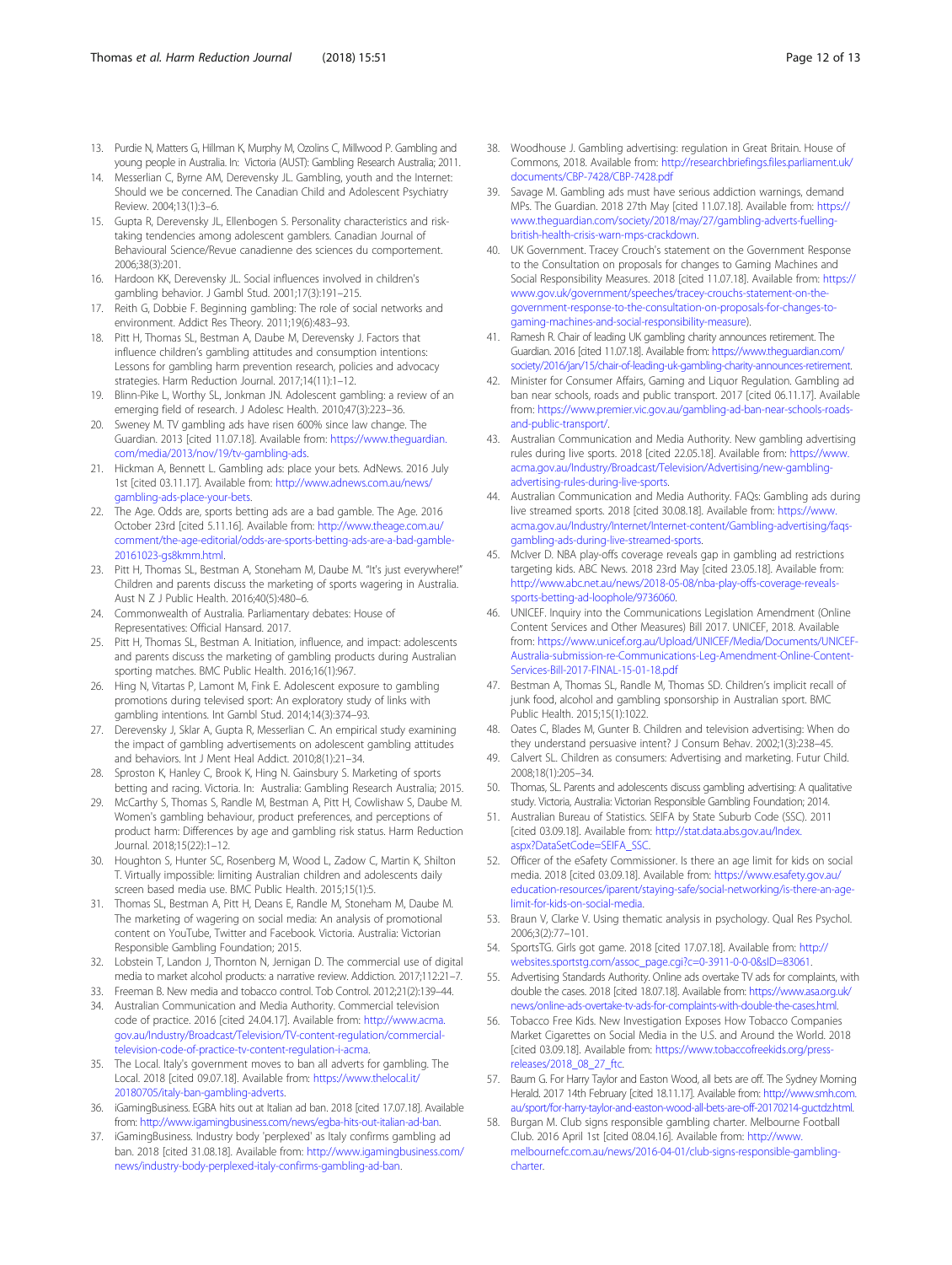13. Purdie N, Matters G, Hillman K, Murphy M, Ozolins C, Millwood P. Gambling and young people in Australia. In: Victoria (AUST): Gambling Research Australia; 2011.
14. Messerlian C, Byrne AM, Derevensky JL. Gambling, youth and the Internet: Should we be concerned. The Canadian Child and Adolescent Psychiatry Review. 2004;13(1):3–6.
15. Gupta R, Derevensky JL, Ellenbogen S. Personality characteristics and risk-taking tendencies among adolescent gamblers. Canadian Journal of Behavioural Science/Revue canadienne des sciences du comportement. 2006;38(3):201.
16. Hardoon KK, Derevensky JL. Social influences involved in children's gambling behavior. J Gambl Stud. 2001;17(3):191–215.
17. Reith G, Dobbie F. Beginning gambling: The role of social networks and environment. Addict Res Theory. 2011;19(6):483–93.
18. Pitt H, Thomas SL, Bestman A, Daube M, Derevensky J. Factors that influence children's gambling attitudes and consumption intentions: Lessons for gambling harm prevention research, policies and advocacy strategies. Harm Reduction Journal. 2017;14(11):1–12.
19. Blinn-Pike L, Worthy SL, Jonkman JN. Adolescent gambling: a review of an emerging field of research. J Adolesc Health. 2010;47(3):223–36.
20. Sweney M. TV gambling ads have risen 600% since law change. The Guardian. 2013 [cited 11.07.18]. Available from: https://www.theguardian.com/media/2013/nov/19/tv-gambling-ads.
21. Hickman A, Bennett L. Gambling ads: place your bets. AdNews. 2016 July 1st [cited 03.11.17]. Available from: http://www.adnews.com.au/news/gambling-ads-place-your-bets.
22. The Age. Odds are, sports betting ads are a bad gamble. The Age. 2016 October 23rd [cited 5.11.16]. Available from: http://www.theage.com.au/comment/the-age-editorial/odds-are-sports-betting-ads-are-a-bad-gamble-20161023-gs8kmm.html.
23. Pitt H, Thomas SL, Bestman A, Stoneham M, Daube M. "It's just everywhere!" Children and parents discuss the marketing of sports wagering in Australia. Aust N Z J Public Health. 2016;40(5):480–6.
24. Commonwealth of Australia. Parliamentary debates: House of Representatives: Official Hansard. 2017.
25. Pitt H, Thomas SL, Bestman A. Initiation, influence, and impact: adolescents and parents discuss the marketing of gambling products during Australian sporting matches. BMC Public Health. 2016;16(1):967.
26. Hing N, Vitartas P, Lamont M, Fink E. Adolescent exposure to gambling promotions during televised sport: An exploratory study of links with gambling intentions. Int Gambl Stud. 2014;14(3):374–93.
27. Derevensky J, Sklar A, Gupta R, Messerlian C. An empirical study examining the impact of gambling advertisements on adolescent gambling attitudes and behaviors. Int J Ment Heal Addict. 2010;8(1):21–34.
28. Sproston K, Hanley C, Brook K, Hing N. Gainsbury S. Marketing of sports betting and racing. Victoria. In: Australia: Gambling Research Australia; 2015.
29. McCarthy S, Thomas S, Randle M, Bestman A, Pitt H, Cowlishaw S, Daube M. Women's gambling behaviour, product preferences, and perceptions of product harm: Differences by age and gambling risk status. Harm Reduction Journal. 2018;15(22):1–12.
30. Houghton S, Hunter SC, Rosenberg M, Wood L, Zadow C, Martin K, Shilton T. Virtually impossible: limiting Australian children and adolescents daily screen based media use. BMC Public Health. 2015;15(1):5.
31. Thomas SL, Bestman A, Pitt H, Deans E, Randle M, Stoneham M, Daube M. The marketing of wagering on social media: An analysis of promotional content on YouTube, Twitter and Facebook. Victoria. Australia: Victorian Responsible Gambling Foundation; 2015.
32. Lobstein T, Landon J, Thornton N, Jernigan D. The commercial use of digital media to market alcohol products: a narrative review. Addiction. 2017;112:21–7.
33. Freeman B. New media and tobacco control. Tob Control. 2012;21(2):139–44.
34. Australian Communication and Media Authority. Commercial television code of practice. 2016 [cited 24.04.17]. Available from: http://www.acma.gov.au/Industry/Broadcast/Television/TV-content-regulation/commercial-television-code-of-practice-tv-content-regulation-i-acma.
35. The Local. Italy's government moves to ban all adverts for gambling. The Local. 2018 [cited 09.07.18]. Available from: https://www.thelocal.it/20180705/italy-ban-gambling-adverts.
36. iGamingBusiness. EGBA hits out at Italian ad ban. 2018 [cited 17.07.18]. Available from: http://www.igamingbusiness.com/news/egba-hits-out-italian-ad-ban.
37. iGamingBusiness. Industry body 'perplexed' as Italy confirms gambling ad ban. 2018 [cited 31.08.18]. Available from: http://www.igamingbusiness.com/news/industry-body-perplexed-italy-confirms-gambling-ad-ban.
38. Woodhouse J. Gambling advertising: regulation in Great Britain. House of Commons, 2018. Available from: http://researchbriefings.files.parliament.uk/documents/CBP-7428/CBP-7428.pdf
39. Savage M. Gambling ads must have serious addiction warnings, demand MPs. The Guardian. 2018 27th May [cited 11.07.18]. Available from: https://www.theguardian.com/society/2018/may/27/gambling-adverts-fuelling-british-health-crisis-warn-mps-crackdown.
40. UK Government. Tracey Crouch's statement on the Government Response to the Consultation on proposals for changes to Gaming Machines and Social Responsibility Measures. 2018 [cited 11.07.18]. Available from: https://www.gov.uk/government/speeches/tracey-crouchs-statement-on-the-government-response-to-the-consultation-on-proposals-for-changes-to-gaming-machines-and-social-responsibility-measure).
41. Ramesh R. Chair of leading UK gambling charity announces retirement. The Guardian. 2016 [cited 11.07.18]. Available from: https://www.theguardian.com/society/2016/jan/15/chair-of-leading-uk-gambling-charity-announces-retirement.
42. Minister for Consumer Affairs, Gaming and Liquor Regulation. Gambling ad ban near schools, roads and public transport. 2017 [cited 06.11.17]. Available from: https://www.premier.vic.gov.au/gambling-ad-ban-near-schools-roads-and-public-transport/.
43. Australian Communication and Media Authority. New gambling advertising rules during live sports. 2018 [cited 22.05.18]. Available from: https://www.acma.gov.au/Industry/Broadcast/Television/Advertising/new-gambling-advertising-rules-during-live-sports.
44. Australian Communication and Media Authority. FAQs: Gambling ads during live streamed sports. 2018 [cited 30.08.18]. Available from: https://www.acma.gov.au/Industry/Internet/Internet-content/Gambling-advertising/faqs-gambling-ads-during-live-streamed-sports.
45. McIver D. NBA play-offs coverage reveals gap in gambling ad restrictions targeting kids. ABC News. 2018 23rd May [cited 23.05.18]. Available from: http://www.abc.net.au/news/2018-05-08/nba-play-offs-coverage-reveals-sports-betting-ad-loophole/9736060.
46. UNICEF. Inquiry into the Communications Legislation Amendment (Online Content Services and Other Measures) Bill 2017. UNICEF, 2018. Available from: https://www.unicef.org.au/Upload/UNICEF/Media/Documents/UNICEF-Australia-submission-re-Communications-Leg-Amendment-Online-Content-Services-Bill-2017-FINAL-15-01-18.pdf
47. Bestman A, Thomas SL, Randle M, Thomas SD. Children's implicit recall of junk food, alcohol and gambling sponsorship in Australian sport. BMC Public Health. 2015;15(1):1022.
48. Oates C, Blades M, Gunter B. Children and television advertising: When do they understand persuasive intent? J Consum Behav. 2002;1(3):238–45.
49. Calvert SL. Children as consumers: Advertising and marketing. Futur Child. 2008;18(1):205–34.
50. Thomas, SL. Parents and adolescents discuss gambling advertising: A qualitative study. Victoria, Australia: Victorian Responsible Gambling Foundation; 2014.
51. Australian Bureau of Statistics. SEIFA by State Suburb Code (SSC). 2011 [cited 03.09.18]. Available from: http://stat.data.abs.gov.au/Index.aspx?DataSetCode=SEIFA_SSC.
52. Officer of the eSafety Commissioner. Is there an age limit for kids on social media. 2018 [cited 03.09.18]. Available from: https://www.esafety.gov.au/education-resources/iparent/staying-safe/social-networking/is-there-an-age-limit-for-kids-on-social-media.
53. Braun V, Clarke V. Using thematic analysis in psychology. Qual Res Psychol. 2006;3(2):77–101.
54. SportsTG. Girls got game. 2018 [cited 17.07.18]. Available from: http://websites.sportstg.com/assoc_page.cgi?c=0-3911-0-0-0&sID=83061.
55. Advertising Standards Authority. Online ads overtake TV ads for complaints, with double the cases. 2018 [cited 18.07.18]. Available from: https://www.asa.org.uk/news/online-ads-overtake-tv-ads-for-complaints-with-double-the-cases.html.
56. Tobacco Free Kids. New Investigation Exposes How Tobacco Companies Market Cigarettes on Social Media in the U.S. and Around the World. 2018 [cited 03.09.18]. Available from: https://www.tobaccofreekids.org/press-releases/2018_08_27_ftc.
57. Baum G. For Harry Taylor and Easton Wood, all bets are off. The Sydney Morning Herald. 2017 14th February [cited 18.11.17]. Available from: http://www.smh.com.au/sport/for-harry-taylor-and-easton-wood-all-bets-are-off-20170214-guctdz.html.
58. Burgan M. Club signs responsible gambling charter. Melbourne Football Club. 2016 April 1st [cited 08.04.16]. Available from: http://www.melbournefc.com.au/news/2016-04-01/club-signs-responsible-gambling-charter.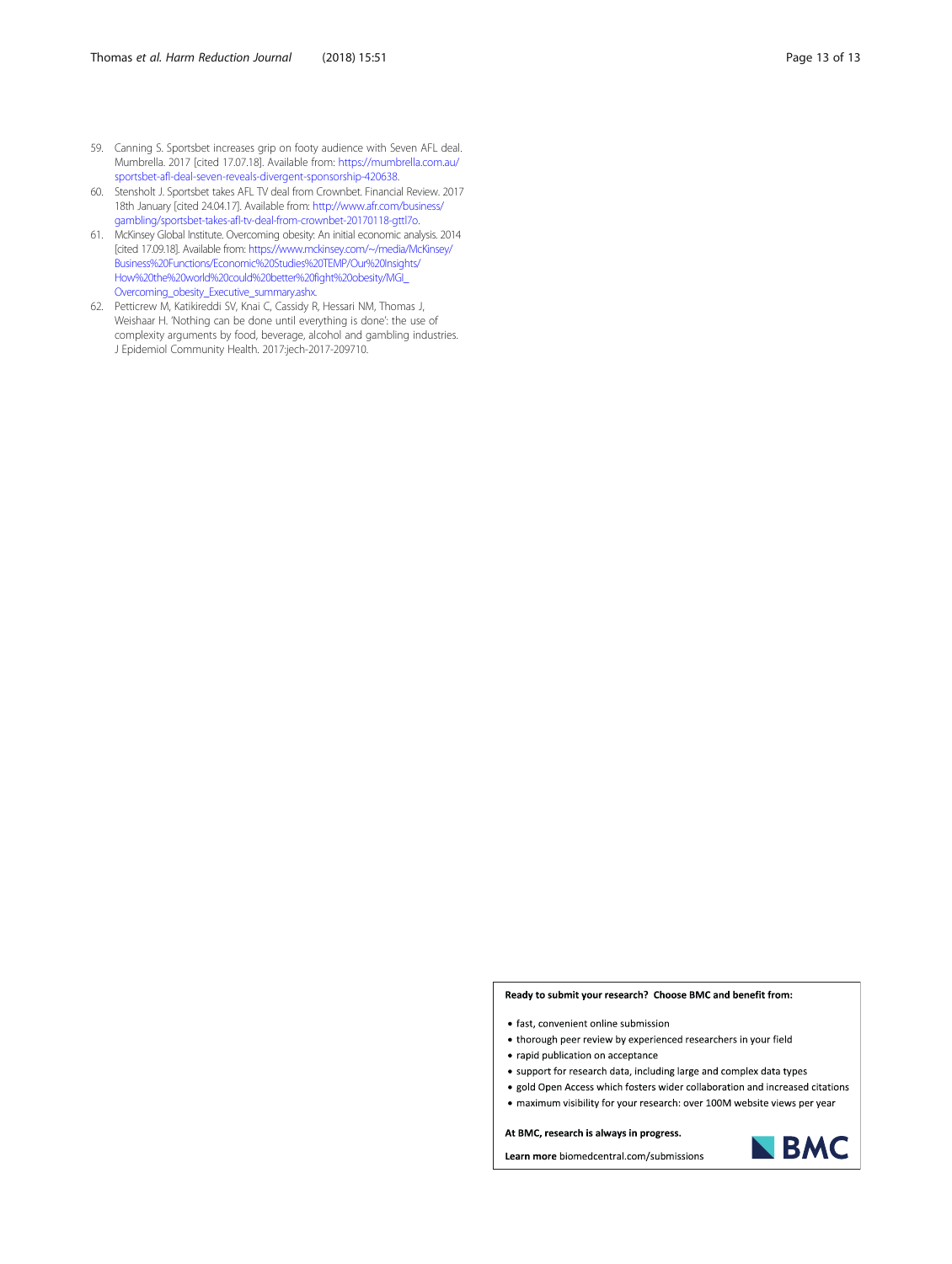59. Canning S. Sportsbet increases grip on footy audience with Seven AFL deal. Mumbrella. 2017 [cited 17.07.18]. Available from: https://mumbrella.com.au/sportsbet-afl-deal-seven-reveals-divergent-sponsorship-420638.
60. Stensholt J. Sportsbet takes AFL TV deal from Crownbet. Financial Review. 2017 18th January [cited 24.04.17]. Available from: http://www.afr.com/business/gambling/sportsbet-takes-afl-tv-deal-from-crownbet-20170118-gttl7o.
61. McKinsey Global Institute. Overcoming obesity: An initial economic analysis. 2014 [cited 17.09.18]. Available from: https://www.mckinsey.com/~/media/McKinsey/Business%20Functions/Economic%20Studies%20TEMP/Our%20Insights/How%20the%20world%20could%20better%20fight%20obesity/MGI_Overcoming_obesity_Executive_summary.ashx.
62. Petticrew M, Katikireddi SV, Knai C, Cassidy R, Hessari NM, Thomas J, Weishaar H. 'Nothing can be done until everything is done': the use of complexity arguments by food, beverage, alcohol and gambling industries. J Epidemiol Community Health. 2017:jech-2017-209710.

**Ready to submit your research? Choose BMC and benefit from:**

- fast, convenient online submission
- thorough peer review by experienced researchers in your field
- rapid publication on acceptance
- support for research data, including large and complex data types
- gold Open Access which fosters wider collaboration and increased citations
- maximum visibility for your research: over 100M website views per year

**At BMC, research is always in progress.**

**Learn more** biomedcentral.com/submissions

BMC